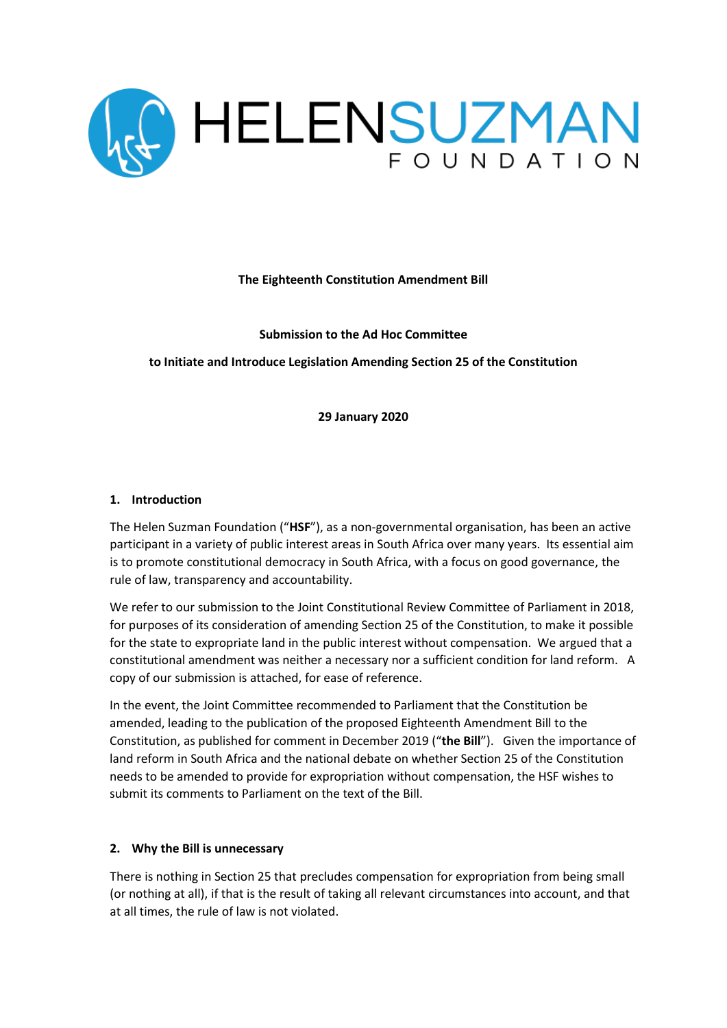HELENSUZMAN FOUNDATION

**The Eighteenth Constitution Amendment Bill**

**Submission to the Ad Hoc Committee**

**to Initiate and Introduce Legislation Amending Section 25 of the Constitution**

**29 January 2020**

## 1. Introduction

The Helen Suzman Foundation ("**HSF**"), as a non-governmental organisation, has been an active participant in a variety of public interest areas in South Africa over many years. Its essential aim is to promote constitutional democracy in South Africa, with a focus on good governance, the rule of law, transparency and accountability.

We refer to our submission to the Joint Constitutional Review Committee of Parliament in 2018, for purposes of its consideration of amending Section 25 of the Constitution, to make it possible for the state to expropriate land in the public interest without compensation. We argued that a constitutional amendment was neither a necessary nor a sufficient condition for land reform. A copy of our submission is attached, for ease of reference.

In the event, the Joint Committee recommended to Parliament that the Constitution be amended, leading to the publication of the proposed Eighteenth Amendment Bill to the Constitution, as published for comment in December 2019 ("**the Bill**"). Given the importance of land reform in South Africa and the national debate on whether Section 25 of the Constitution needs to be amended to provide for expropriation without compensation, the HSF wishes to submit its comments to Parliament on the text of the Bill.

## 2. Why the Bill is unnecessary

There is nothing in Section 25 that precludes compensation for expropriation from being small (or nothing at all), if that is the result of taking all relevant circumstances into account, and that at all times, the rule of law is not violated.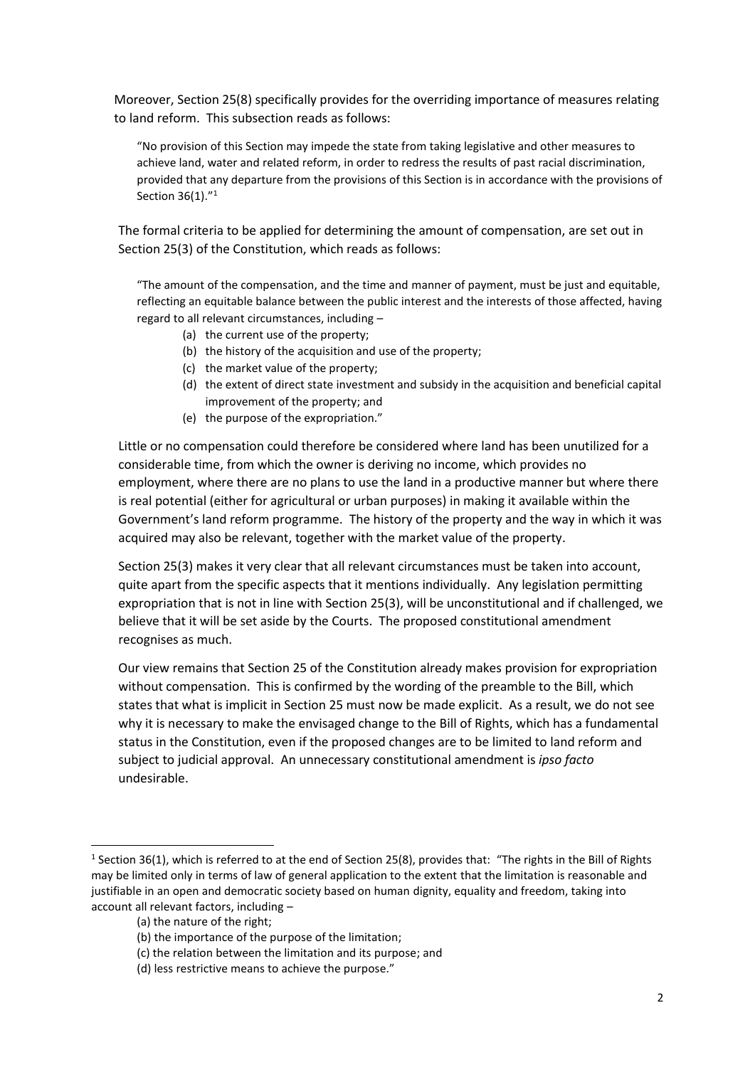Moreover, Section 25(8) specifically provides for the overriding importance of measures relating to land reform. This subsection reads as follows:

> "No provision of this Section may impede the state from taking legislative and other measures to achieve land, water and related reform, in order to redress the results of past racial discrimination, provided that any departure from the provisions of this Section is in accordance with the provisions of Section 36(1)."[1]

The formal criteria to be applied for determining the amount of compensation, are set out in Section 25(3) of the Constitution, which reads as follows:

> "The amount of the compensation, and the time and manner of payment, must be just and equitable, reflecting an equitable balance between the public interest and the interests of those affected, having regard to all relevant circumstances, including –
>
> (a) the current use of the property;
> (b) the history of the acquisition and use of the property;
> (c) the market value of the property;
> (d) the extent of direct state investment and subsidy in the acquisition and beneficial capital improvement of the property; and
> (e) the purpose of the expropriation."

Little or no compensation could therefore be considered where land has been unutilized for a considerable time, from which the owner is deriving no income, which provides no employment, where there are no plans to use the land in a productive manner but where there is real potential (either for agricultural or urban purposes) in making it available within the Government's land reform programme. The history of the property and the way in which it was acquired may also be relevant, together with the market value of the property.

Section 25(3) makes it very clear that all relevant circumstances must be taken into account, quite apart from the specific aspects that it mentions individually. Any legislation permitting expropriation that is not in line with Section 25(3), will be unconstitutional and if challenged, we believe that it will be set aside by the Courts. The proposed constitutional amendment recognises as much.

Our view remains that Section 25 of the Constitution already makes provision for expropriation without compensation. This is confirmed by the wording of the preamble to the Bill, which states that what is implicit in Section 25 must now be made explicit. As a result, we do not see why it is necessary to make the envisaged change to the Bill of Rights, which has a fundamental status in the Constitution, even if the proposed changes are to be limited to land reform and subject to judicial approval. An unnecessary constitutional amendment is *ipso facto* undesirable.

---

[1] Section 36(1), which is referred to at the end of Section 25(8), provides that: "The rights in the Bill of Rights may be limited only in terms of law of general application to the extent that the limitation is reasonable and justifiable in an open and democratic society based on human dignity, equality and freedom, taking into account all relevant factors, including –

(a) the nature of the right;
(b) the importance of the purpose of the limitation;
(c) the relation between the limitation and its purpose; and
(d) less restrictive means to achieve the purpose."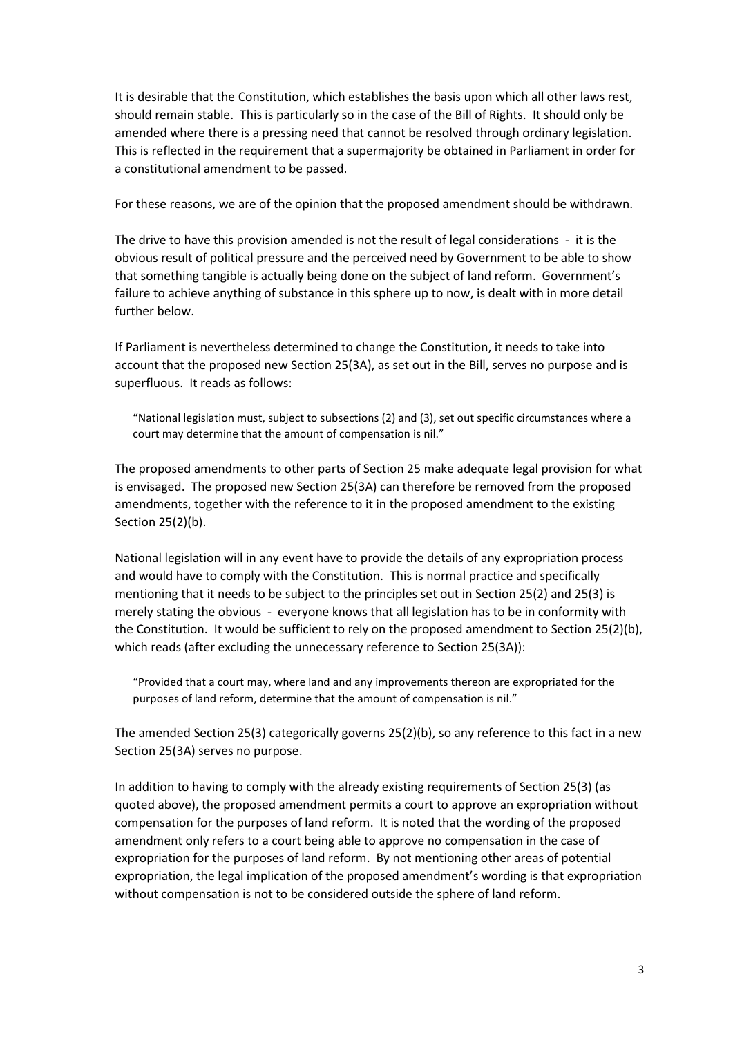It is desirable that the Constitution, which establishes the basis upon which all other laws rest, should remain stable. This is particularly so in the case of the Bill of Rights. It should only be amended where there is a pressing need that cannot be resolved through ordinary legislation. This is reflected in the requirement that a supermajority be obtained in Parliament in order for a constitutional amendment to be passed.

For these reasons, we are of the opinion that the proposed amendment should be withdrawn.

The drive to have this provision amended is not the result of legal considerations - it is the obvious result of political pressure and the perceived need by Government to be able to show that something tangible is actually being done on the subject of land reform. Government's failure to achieve anything of substance in this sphere up to now, is dealt with in more detail further below.

If Parliament is nevertheless determined to change the Constitution, it needs to take into account that the proposed new Section 25(3A), as set out in the Bill, serves no purpose and is superfluous. It reads as follows:

> "National legislation must, subject to subsections (2) and (3), set out specific circumstances where a court may determine that the amount of compensation is nil."

The proposed amendments to other parts of Section 25 make adequate legal provision for what is envisaged. The proposed new Section 25(3A) can therefore be removed from the proposed amendments, together with the reference to it in the proposed amendment to the existing Section 25(2)(b).

National legislation will in any event have to provide the details of any expropriation process and would have to comply with the Constitution. This is normal practice and specifically mentioning that it needs to be subject to the principles set out in Section 25(2) and 25(3) is merely stating the obvious - everyone knows that all legislation has to be in conformity with the Constitution. It would be sufficient to rely on the proposed amendment to Section 25(2)(b), which reads (after excluding the unnecessary reference to Section 25(3A)):

> "Provided that a court may, where land and any improvements thereon are expropriated for the purposes of land reform, determine that the amount of compensation is nil."

The amended Section 25(3) categorically governs 25(2)(b), so any reference to this fact in a new Section 25(3A) serves no purpose.

In addition to having to comply with the already existing requirements of Section 25(3) (as quoted above), the proposed amendment permits a court to approve an expropriation without compensation for the purposes of land reform. It is noted that the wording of the proposed amendment only refers to a court being able to approve no compensation in the case of expropriation for the purposes of land reform. By not mentioning other areas of potential expropriation, the legal implication of the proposed amendment's wording is that expropriation without compensation is not to be considered outside the sphere of land reform.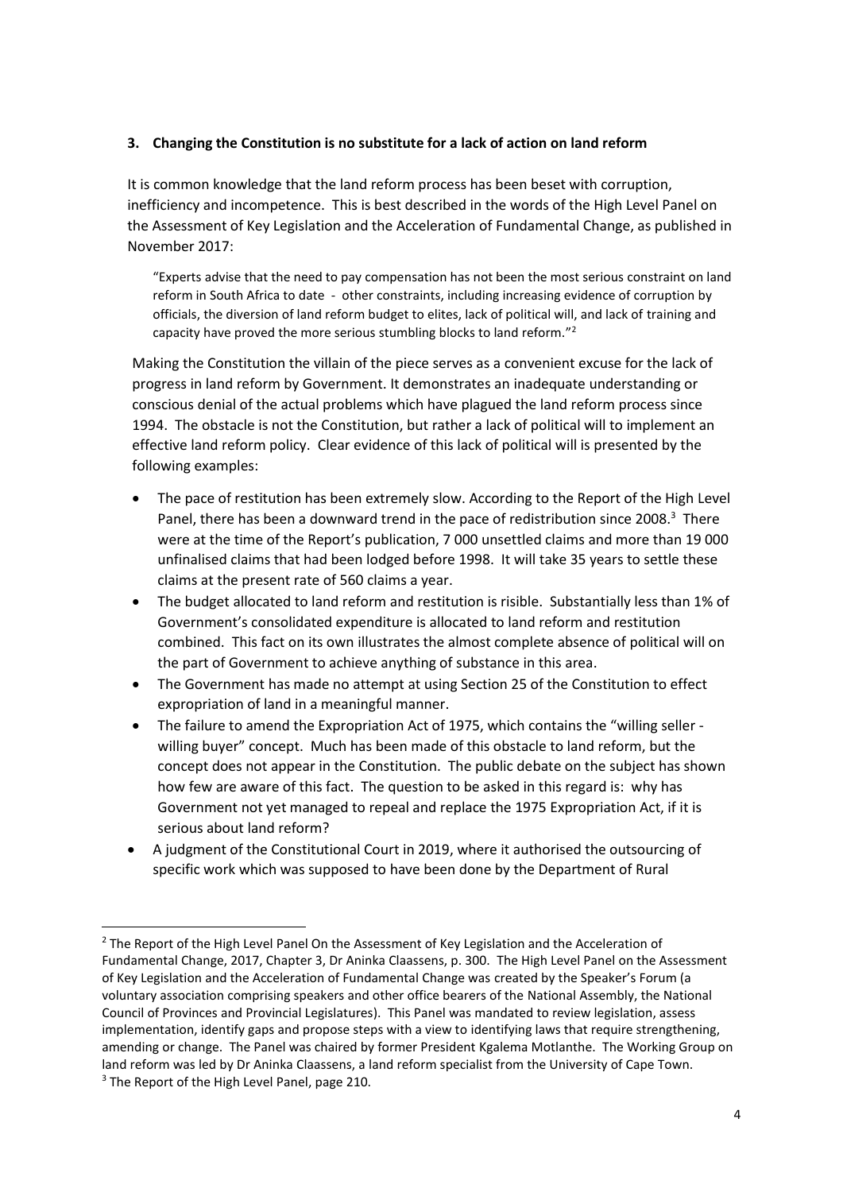### 3. Changing the Constitution is no substitute for a lack of action on land reform

It is common knowledge that the land reform process has been beset with corruption, inefficiency and incompetence. This is best described in the words of the High Level Panel on the Assessment of Key Legislation and the Acceleration of Fundamental Change, as published in November 2017:

> "Experts advise that the need to pay compensation has not been the most serious constraint on land reform in South Africa to date - other constraints, including increasing evidence of corruption by officials, the diversion of land reform budget to elites, lack of political will, and lack of training and capacity have proved the more serious stumbling blocks to land reform."[2]

Making the Constitution the villain of the piece serves as a convenient excuse for the lack of progress in land reform by Government. It demonstrates an inadequate understanding or conscious denial of the actual problems which have plagued the land reform process since 1994. The obstacle is not the Constitution, but rather a lack of political will to implement an effective land reform policy. Clear evidence of this lack of political will is presented by the following examples:

- The pace of restitution has been extremely slow. According to the Report of the High Level Panel, there has been a downward trend in the pace of redistribution since 2008.[3] There were at the time of the Report's publication, 7 000 unsettled claims and more than 19 000 unfinalised claims that had been lodged before 1998. It will take 35 years to settle these claims at the present rate of 560 claims a year.
- The budget allocated to land reform and restitution is risible. Substantially less than 1% of Government's consolidated expenditure is allocated to land reform and restitution combined. This fact on its own illustrates the almost complete absence of political will on the part of Government to achieve anything of substance in this area.
- The Government has made no attempt at using Section 25 of the Constitution to effect expropriation of land in a meaningful manner.
- The failure to amend the Expropriation Act of 1975, which contains the "willing seller - willing buyer" concept. Much has been made of this obstacle to land reform, but the concept does not appear in the Constitution. The public debate on the subject has shown how few are aware of this fact. The question to be asked in this regard is: why has Government not yet managed to repeal and replace the 1975 Expropriation Act, if it is serious about land reform?
- A judgment of the Constitutional Court in 2019, where it authorised the outsourcing of specific work which was supposed to have been done by the Department of Rural

---

[2] The Report of the High Level Panel On the Assessment of Key Legislation and the Acceleration of Fundamental Change, 2017, Chapter 3, Dr Aninka Claassens, p. 300. The High Level Panel on the Assessment of Key Legislation and the Acceleration of Fundamental Change was created by the Speaker's Forum (a voluntary association comprising speakers and other office bearers of the National Assembly, the National Council of Provinces and Provincial Legislatures). This Panel was mandated to review legislation, assess implementation, identify gaps and propose steps with a view to identifying laws that require strengthening, amending or change. The Panel was chaired by former President Kgalema Motlanthe. The Working Group on land reform was led by Dr Aninka Claassens, a land reform specialist from the University of Cape Town.

[3] The Report of the High Level Panel, page 210.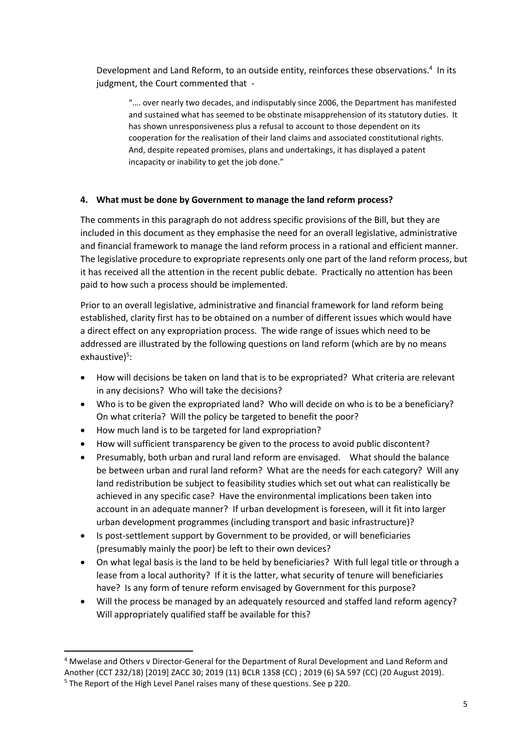Development and Land Reform, to an outside entity, reinforces these observations.[4] In its judgment, the Court commented that -

> "…. over nearly two decades, and indisputably since 2006, the Department has manifested and sustained what has seemed to be obstinate misapprehension of its statutory duties. It has shown unresponsiveness plus a refusal to account to those dependent on its cooperation for the realisation of their land claims and associated constitutional rights. And, despite repeated promises, plans and undertakings, it has displayed a patent incapacity or inability to get the job done."

**4. What must be done by Government to manage the land reform process?**

The comments in this paragraph do not address specific provisions of the Bill, but they are included in this document as they emphasise the need for an overall legislative, administrative and financial framework to manage the land reform process in a rational and efficient manner. The legislative procedure to expropriate represents only one part of the land reform process, but it has received all the attention in the recent public debate. Practically no attention has been paid to how such a process should be implemented.

Prior to an overall legislative, administrative and financial framework for land reform being established, clarity first has to be obtained on a number of different issues which would have a direct effect on any expropriation process. The wide range of issues which need to be addressed are illustrated by the following questions on land reform (which are by no means exhaustive)[5]:

- How will decisions be taken on land that is to be expropriated? What criteria are relevant in any decisions? Who will take the decisions?
- Who is to be given the expropriated land? Who will decide on who is to be a beneficiary? On what criteria? Will the policy be targeted to benefit the poor?
- How much land is to be targeted for land expropriation?
- How will sufficient transparency be given to the process to avoid public discontent?
- Presumably, both urban and rural land reform are envisaged. What should the balance be between urban and rural land reform? What are the needs for each category? Will any land redistribution be subject to feasibility studies which set out what can realistically be achieved in any specific case? Have the environmental implications been taken into account in an adequate manner? If urban development is foreseen, will it fit into larger urban development programmes (including transport and basic infrastructure)?
- Is post-settlement support by Government to be provided, or will beneficiaries (presumably mainly the poor) be left to their own devices?
- On what legal basis is the land to be held by beneficiaries? With full legal title or through a lease from a local authority? If it is the latter, what security of tenure will beneficiaries have? Is any form of tenure reform envisaged by Government for this purpose?
- Will the process be managed by an adequately resourced and staffed land reform agency? Will appropriately qualified staff be available for this?

---

[4] Mwelase and Others v Director-General for the Department of Rural Development and Land Reform and Another (CCT 232/18) [2019] ZACC 30; 2019 (11) BCLR 1358 (CC) ; 2019 (6) SA 597 (CC) (20 August 2019).

[5] The Report of the High Level Panel raises many of these questions. See p 220.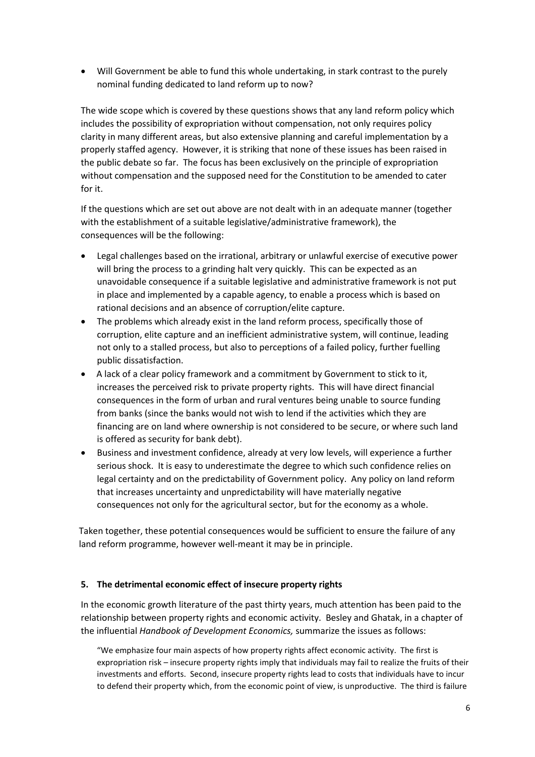- Will Government be able to fund this whole undertaking, in stark contrast to the purely nominal funding dedicated to land reform up to now?

The wide scope which is covered by these questions shows that any land reform policy which includes the possibility of expropriation without compensation, not only requires policy clarity in many different areas, but also extensive planning and careful implementation by a properly staffed agency. However, it is striking that none of these issues has been raised in the public debate so far. The focus has been exclusively on the principle of expropriation without compensation and the supposed need for the Constitution to be amended to cater for it.

If the questions which are set out above are not dealt with in an adequate manner (together with the establishment of a suitable legislative/administrative framework), the consequences will be the following:

- Legal challenges based on the irrational, arbitrary or unlawful exercise of executive power will bring the process to a grinding halt very quickly. This can be expected as an unavoidable consequence if a suitable legislative and administrative framework is not put in place and implemented by a capable agency, to enable a process which is based on rational decisions and an absence of corruption/elite capture.
- The problems which already exist in the land reform process, specifically those of corruption, elite capture and an inefficient administrative system, will continue, leading not only to a stalled process, but also to perceptions of a failed policy, further fuelling public dissatisfaction.
- A lack of a clear policy framework and a commitment by Government to stick to it, increases the perceived risk to private property rights. This will have direct financial consequences in the form of urban and rural ventures being unable to source funding from banks (since the banks would not wish to lend if the activities which they are financing are on land where ownership is not considered to be secure, or where such land is offered as security for bank debt).
- Business and investment confidence, already at very low levels, will experience a further serious shock. It is easy to underestimate the degree to which such confidence relies on legal certainty and on the predictability of Government policy. Any policy on land reform that increases uncertainty and unpredictability will have materially negative consequences not only for the agricultural sector, but for the economy as a whole.

Taken together, these potential consequences would be sufficient to ensure the failure of any land reform programme, however well-meant it may be in principle.

## 5. The detrimental economic effect of insecure property rights

In the economic growth literature of the past thirty years, much attention has been paid to the relationship between property rights and economic activity. Besley and Ghatak, in a chapter of the influential *Handbook of Development Economics,* summarize the issues as follows:

> "We emphasize four main aspects of how property rights affect economic activity. The first is expropriation risk – insecure property rights imply that individuals may fail to realize the fruits of their investments and efforts. Second, insecure property rights lead to costs that individuals have to incur to defend their property which, from the economic point of view, is unproductive. The third is failure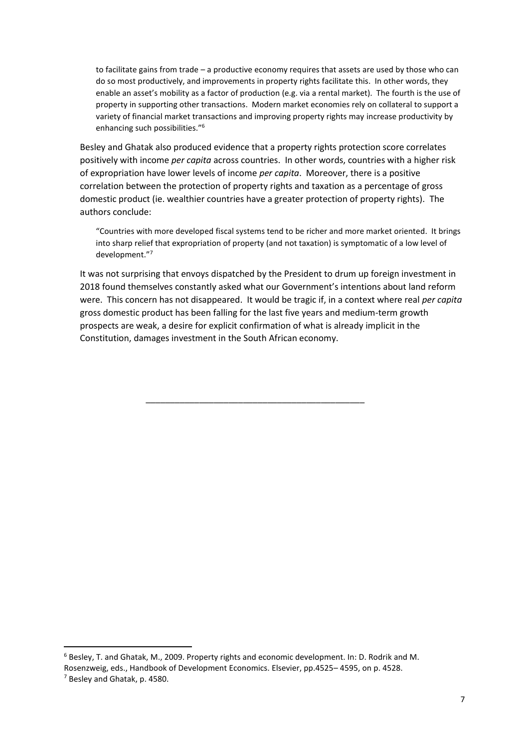> to facilitate gains from trade – a productive economy requires that assets are used by those who can do so most productively, and improvements in property rights facilitate this. In other words, they enable an asset's mobility as a factor of production (e.g. via a rental market). The fourth is the use of property in supporting other transactions. Modern market economies rely on collateral to support a variety of financial market transactions and improving property rights may increase productivity by enhancing such possibilities."[6]

Besley and Ghatak also produced evidence that a property rights protection score correlates positively with income *per capita* across countries. In other words, countries with a higher risk of expropriation have lower levels of income *per capita*. Moreover, there is a positive correlation between the protection of property rights and taxation as a percentage of gross domestic product (ie. wealthier countries have a greater protection of property rights). The authors conclude:

> "Countries with more developed fiscal systems tend to be richer and more market oriented. It brings into sharp relief that expropriation of property (and not taxation) is symptomatic of a low level of development."[7]

It was not surprising that envoys dispatched by the President to drum up foreign investment in 2018 found themselves constantly asked what our Government's intentions about land reform were. This concern has not disappeared. It would be tragic if, in a context where real *per capita* gross domestic product has been falling for the last five years and medium-term growth prospects are weak, a desire for explicit confirmation of what is already implicit in the Constitution, damages investment in the South African economy.

---

[6] Besley, T. and Ghatak, M., 2009. Property rights and economic development. In: D. Rodrik and M. Rosenzweig, eds., Handbook of Development Economics. Elsevier, pp.4525– 4595, on p. 4528.

[7] Besley and Ghatak, p. 4580.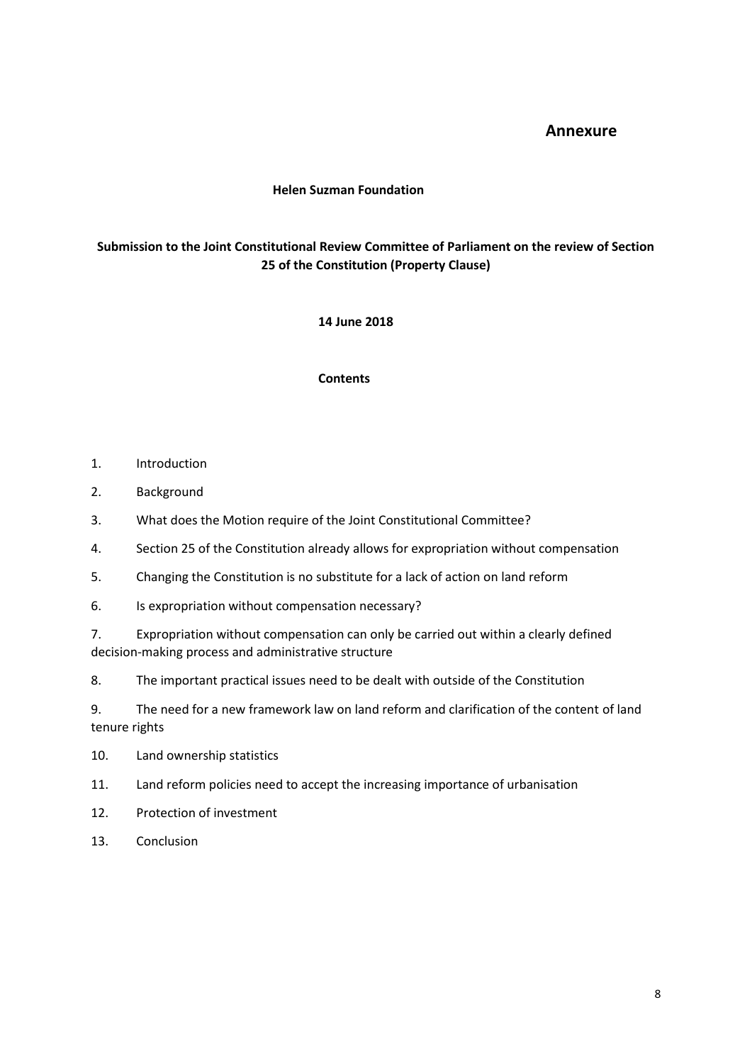# Annexure

**Helen Suzman Foundation**

**Submission to the Joint Constitutional Review Committee of Parliament on the review of Section 25 of the Constitution (Property Clause)**

**14 June 2018**

**Contents**

1. Introduction
2. Background
3. What does the Motion require of the Joint Constitutional Committee?
4. Section 25 of the Constitution already allows for expropriation without compensation
5. Changing the Constitution is no substitute for a lack of action on land reform
6. Is expropriation without compensation necessary?
7. Expropriation without compensation can only be carried out within a clearly defined decision-making process and administrative structure
8. The important practical issues need to be dealt with outside of the Constitution
9. The need for a new framework law on land reform and clarification of the content of land tenure rights
10. Land ownership statistics
11. Land reform policies need to accept the increasing importance of urbanisation
12. Protection of investment
13. Conclusion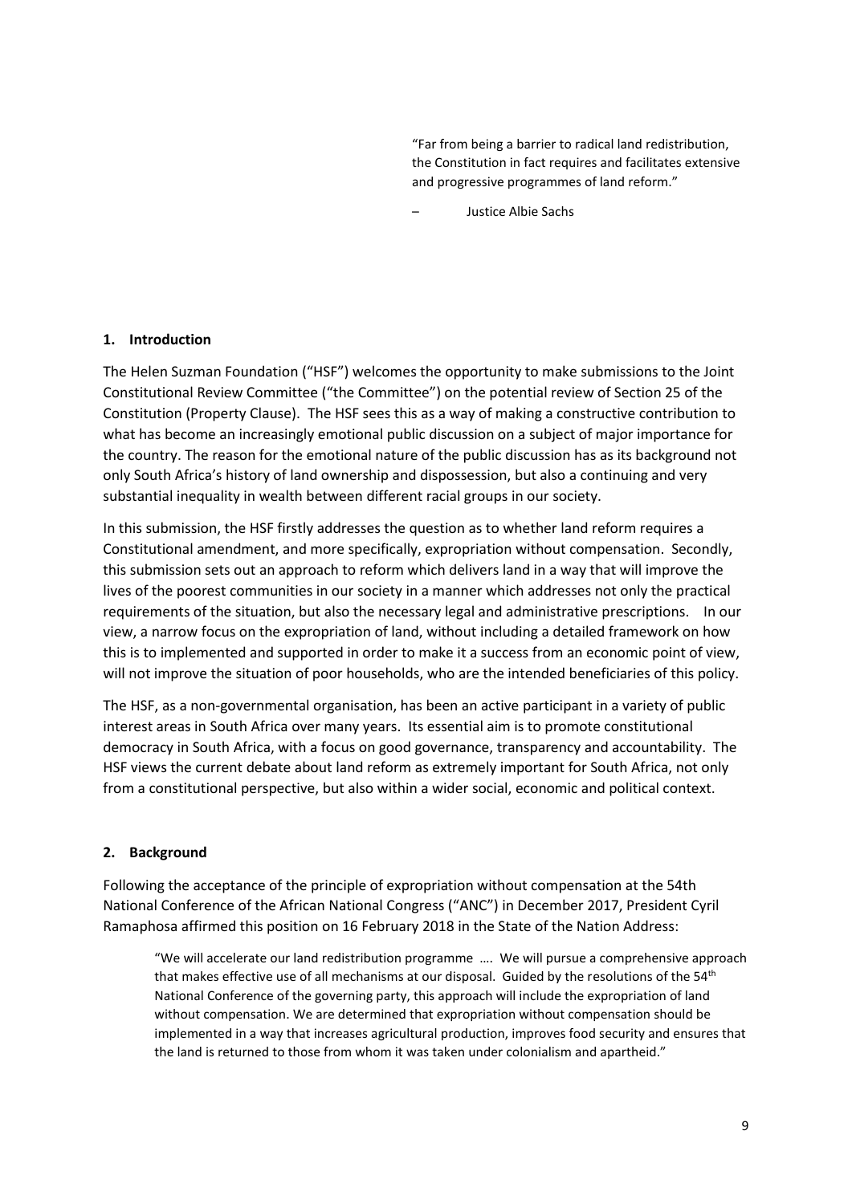> "Far from being a barrier to radical land redistribution, the Constitution in fact requires and facilitates extensive and progressive programmes of land reform."
>
> – Justice Albie Sachs

## 1. Introduction

The Helen Suzman Foundation ("HSF") welcomes the opportunity to make submissions to the Joint Constitutional Review Committee ("the Committee") on the potential review of Section 25 of the Constitution (Property Clause). The HSF sees this as a way of making a constructive contribution to what has become an increasingly emotional public discussion on a subject of major importance for the country. The reason for the emotional nature of the public discussion has as its background not only South Africa's history of land ownership and dispossession, but also a continuing and very substantial inequality in wealth between different racial groups in our society.

In this submission, the HSF firstly addresses the question as to whether land reform requires a Constitutional amendment, and more specifically, expropriation without compensation. Secondly, this submission sets out an approach to reform which delivers land in a way that will improve the lives of the poorest communities in our society in a manner which addresses not only the practical requirements of the situation, but also the necessary legal and administrative prescriptions. In our view, a narrow focus on the expropriation of land, without including a detailed framework on how this is to implemented and supported in order to make it a success from an economic point of view, will not improve the situation of poor households, who are the intended beneficiaries of this policy.

The HSF, as a non-governmental organisation, has been an active participant in a variety of public interest areas in South Africa over many years. Its essential aim is to promote constitutional democracy in South Africa, with a focus on good governance, transparency and accountability. The HSF views the current debate about land reform as extremely important for South Africa, not only from a constitutional perspective, but also within a wider social, economic and political context.

## 2. Background

Following the acceptance of the principle of expropriation without compensation at the 54th National Conference of the African National Congress ("ANC") in December 2017, President Cyril Ramaphosa affirmed this position on 16 February 2018 in the State of the Nation Address:

> "We will accelerate our land redistribution programme …. We will pursue a comprehensive approach that makes effective use of all mechanisms at our disposal. Guided by the resolutions of the 54th National Conference of the governing party, this approach will include the expropriation of land without compensation. We are determined that expropriation without compensation should be implemented in a way that increases agricultural production, improves food security and ensures that the land is returned to those from whom it was taken under colonialism and apartheid."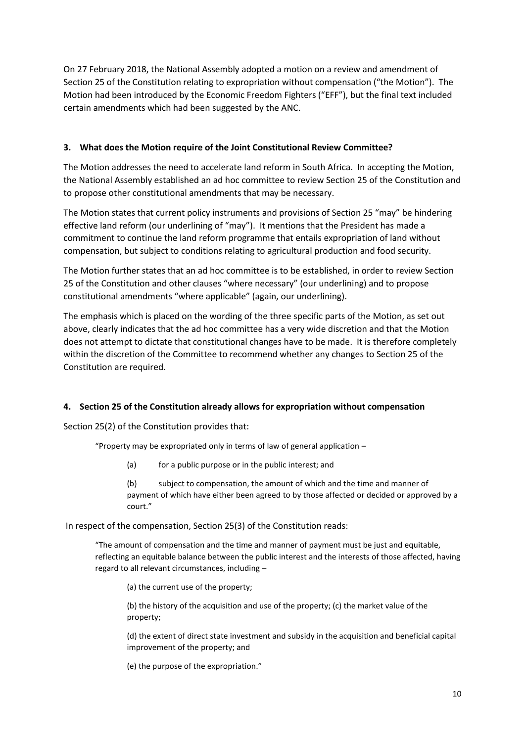On 27 February 2018, the National Assembly adopted a motion on a review and amendment of Section 25 of the Constitution relating to expropriation without compensation ("the Motion"). The Motion had been introduced by the Economic Freedom Fighters ("EFF"), but the final text included certain amendments which had been suggested by the ANC.

### 3. What does the Motion require of the Joint Constitutional Review Committee?

The Motion addresses the need to accelerate land reform in South Africa. In accepting the Motion, the National Assembly established an ad hoc committee to review Section 25 of the Constitution and to propose other constitutional amendments that may be necessary.

The Motion states that current policy instruments and provisions of Section 25 "may" be hindering effective land reform (our underlining of "may"). It mentions that the President has made a commitment to continue the land reform programme that entails expropriation of land without compensation, but subject to conditions relating to agricultural production and food security.

The Motion further states that an ad hoc committee is to be established, in order to review Section 25 of the Constitution and other clauses "where necessary" (our underlining) and to propose constitutional amendments "where applicable" (again, our underlining).

The emphasis which is placed on the wording of the three specific parts of the Motion, as set out above, clearly indicates that the ad hoc committee has a very wide discretion and that the Motion does not attempt to dictate that constitutional changes have to be made. It is therefore completely within the discretion of the Committee to recommend whether any changes to Section 25 of the Constitution are required.

### 4. Section 25 of the Constitution already allows for expropriation without compensation

Section 25(2) of the Constitution provides that:

> "Property may be expropriated only in terms of law of general application –
>
> (a) for a public purpose or in the public interest; and
>
> (b) subject to compensation, the amount of which and the time and manner of payment of which have either been agreed to by those affected or decided or approved by a court."

In respect of the compensation, Section 25(3) of the Constitution reads:

> "The amount of compensation and the time and manner of payment must be just and equitable, reflecting an equitable balance between the public interest and the interests of those affected, having regard to all relevant circumstances, including –
>
> (a) the current use of the property;
>
> (b) the history of the acquisition and use of the property; (c) the market value of the property;
>
> (d) the extent of direct state investment and subsidy in the acquisition and beneficial capital improvement of the property; and
>
> (e) the purpose of the expropriation."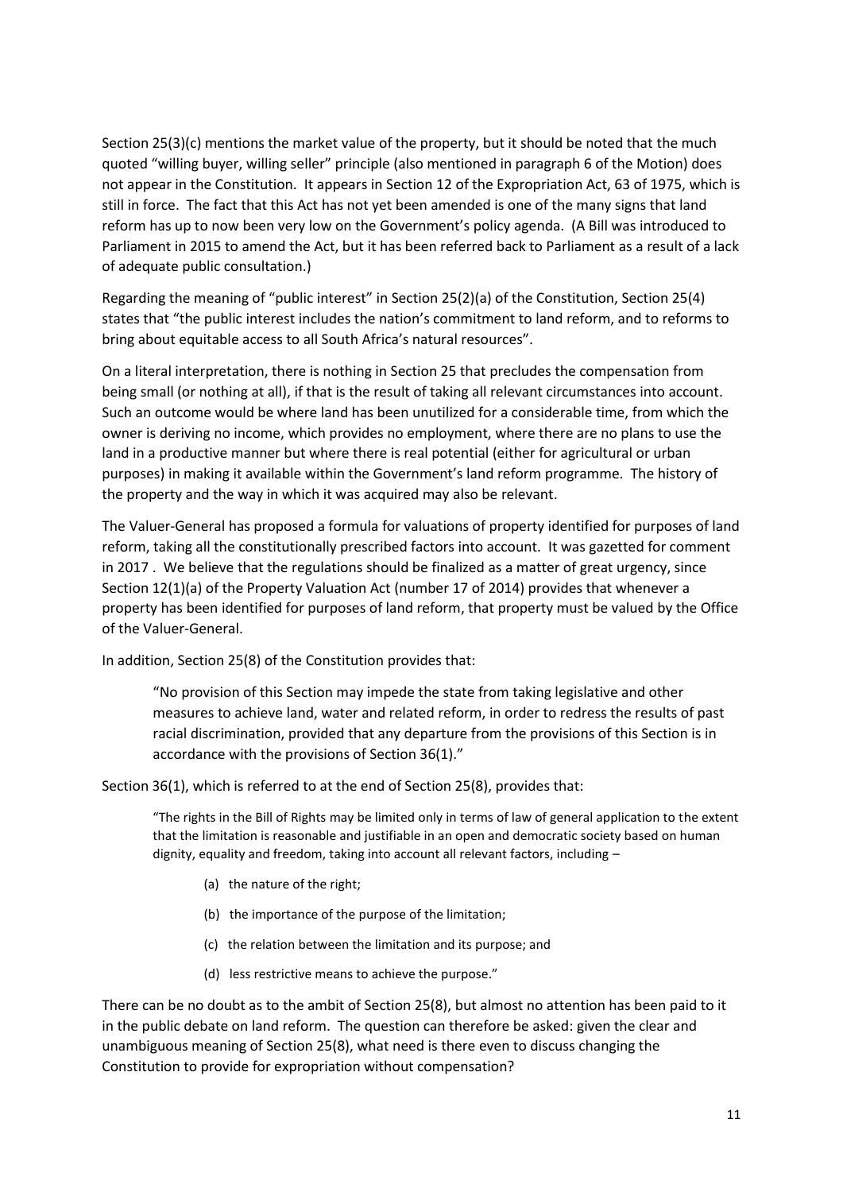Section 25(3)(c) mentions the market value of the property, but it should be noted that the much quoted "willing buyer, willing seller" principle (also mentioned in paragraph 6 of the Motion) does not appear in the Constitution. It appears in Section 12 of the Expropriation Act, 63 of 1975, which is still in force. The fact that this Act has not yet been amended is one of the many signs that land reform has up to now been very low on the Government's policy agenda. (A Bill was introduced to Parliament in 2015 to amend the Act, but it has been referred back to Parliament as a result of a lack of adequate public consultation.)

Regarding the meaning of "public interest" in Section 25(2)(a) of the Constitution, Section 25(4) states that "the public interest includes the nation's commitment to land reform, and to reforms to bring about equitable access to all South Africa's natural resources".

On a literal interpretation, there is nothing in Section 25 that precludes the compensation from being small (or nothing at all), if that is the result of taking all relevant circumstances into account. Such an outcome would be where land has been unutilized for a considerable time, from which the owner is deriving no income, which provides no employment, where there are no plans to use the land in a productive manner but where there is real potential (either for agricultural or urban purposes) in making it available within the Government's land reform programme. The history of the property and the way in which it was acquired may also be relevant.

The Valuer-General has proposed a formula for valuations of property identified for purposes of land reform, taking all the constitutionally prescribed factors into account. It was gazetted for comment in 2017 . We believe that the regulations should be finalized as a matter of great urgency, since Section 12(1)(a) of the Property Valuation Act (number 17 of 2014) provides that whenever a property has been identified for purposes of land reform, that property must be valued by the Office of the Valuer-General.

In addition, Section 25(8) of the Constitution provides that:

> "No provision of this Section may impede the state from taking legislative and other measures to achieve land, water and related reform, in order to redress the results of past racial discrimination, provided that any departure from the provisions of this Section is in accordance with the provisions of Section 36(1)."

Section 36(1), which is referred to at the end of Section 25(8), provides that:

> "The rights in the Bill of Rights may be limited only in terms of law of general application to the extent that the limitation is reasonable and justifiable in an open and democratic society based on human dignity, equality and freedom, taking into account all relevant factors, including –
>
> (a) the nature of the right;
>
> (b) the importance of the purpose of the limitation;
>
> (c) the relation between the limitation and its purpose; and
>
> (d) less restrictive means to achieve the purpose."

There can be no doubt as to the ambit of Section 25(8), but almost no attention has been paid to it in the public debate on land reform. The question can therefore be asked: given the clear and unambiguous meaning of Section 25(8), what need is there even to discuss changing the Constitution to provide for expropriation without compensation?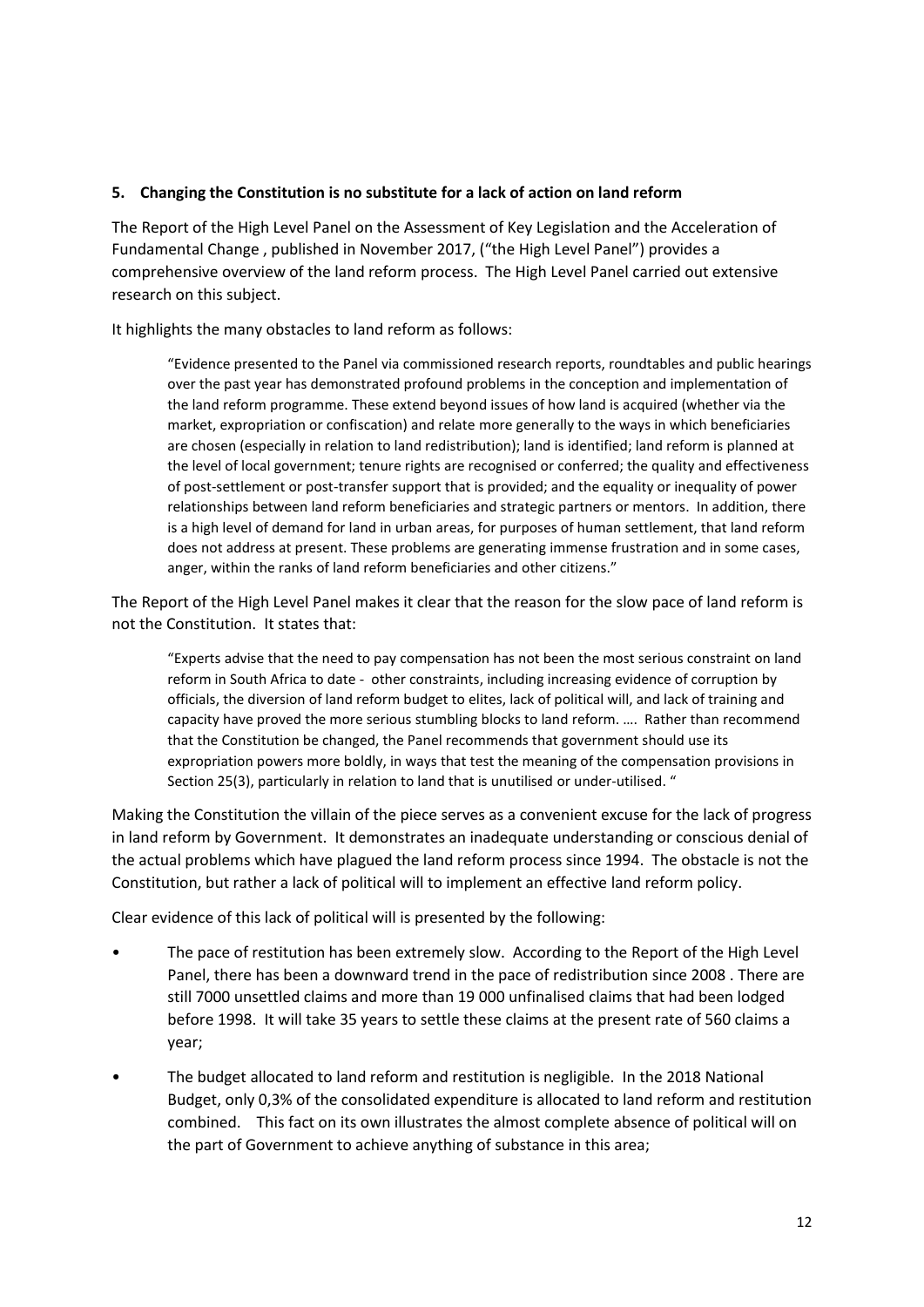**5. Changing the Constitution is no substitute for a lack of action on land reform**

The Report of the High Level Panel on the Assessment of Key Legislation and the Acceleration of Fundamental Change , published in November 2017, ("the High Level Panel") provides a comprehensive overview of the land reform process. The High Level Panel carried out extensive research on this subject.

It highlights the many obstacles to land reform as follows:

> "Evidence presented to the Panel via commissioned research reports, roundtables and public hearings over the past year has demonstrated profound problems in the conception and implementation of the land reform programme. These extend beyond issues of how land is acquired (whether via the market, expropriation or confiscation) and relate more generally to the ways in which beneficiaries are chosen (especially in relation to land redistribution); land is identified; land reform is planned at the level of local government; tenure rights are recognised or conferred; the quality and effectiveness of post-settlement or post-transfer support that is provided; and the equality or inequality of power relationships between land reform beneficiaries and strategic partners or mentors. In addition, there is a high level of demand for land in urban areas, for purposes of human settlement, that land reform does not address at present. These problems are generating immense frustration and in some cases, anger, within the ranks of land reform beneficiaries and other citizens."

The Report of the High Level Panel makes it clear that the reason for the slow pace of land reform is not the Constitution. It states that:

> "Experts advise that the need to pay compensation has not been the most serious constraint on land reform in South Africa to date - other constraints, including increasing evidence of corruption by officials, the diversion of land reform budget to elites, lack of political will, and lack of training and capacity have proved the more serious stumbling blocks to land reform. …. Rather than recommend that the Constitution be changed, the Panel recommends that government should use its expropriation powers more boldly, in ways that test the meaning of the compensation provisions in Section 25(3), particularly in relation to land that is unutilised or under-utilised. "

Making the Constitution the villain of the piece serves as a convenient excuse for the lack of progress in land reform by Government. It demonstrates an inadequate understanding or conscious denial of the actual problems which have plagued the land reform process since 1994. The obstacle is not the Constitution, but rather a lack of political will to implement an effective land reform policy.

Clear evidence of this lack of political will is presented by the following:

- The pace of restitution has been extremely slow. According to the Report of the High Level Panel, there has been a downward trend in the pace of redistribution since 2008 . There are still 7000 unsettled claims and more than 19 000 unfinalised claims that had been lodged before 1998. It will take 35 years to settle these claims at the present rate of 560 claims a year;
- The budget allocated to land reform and restitution is negligible. In the 2018 National Budget, only 0,3% of the consolidated expenditure is allocated to land reform and restitution combined. This fact on its own illustrates the almost complete absence of political will on the part of Government to achieve anything of substance in this area;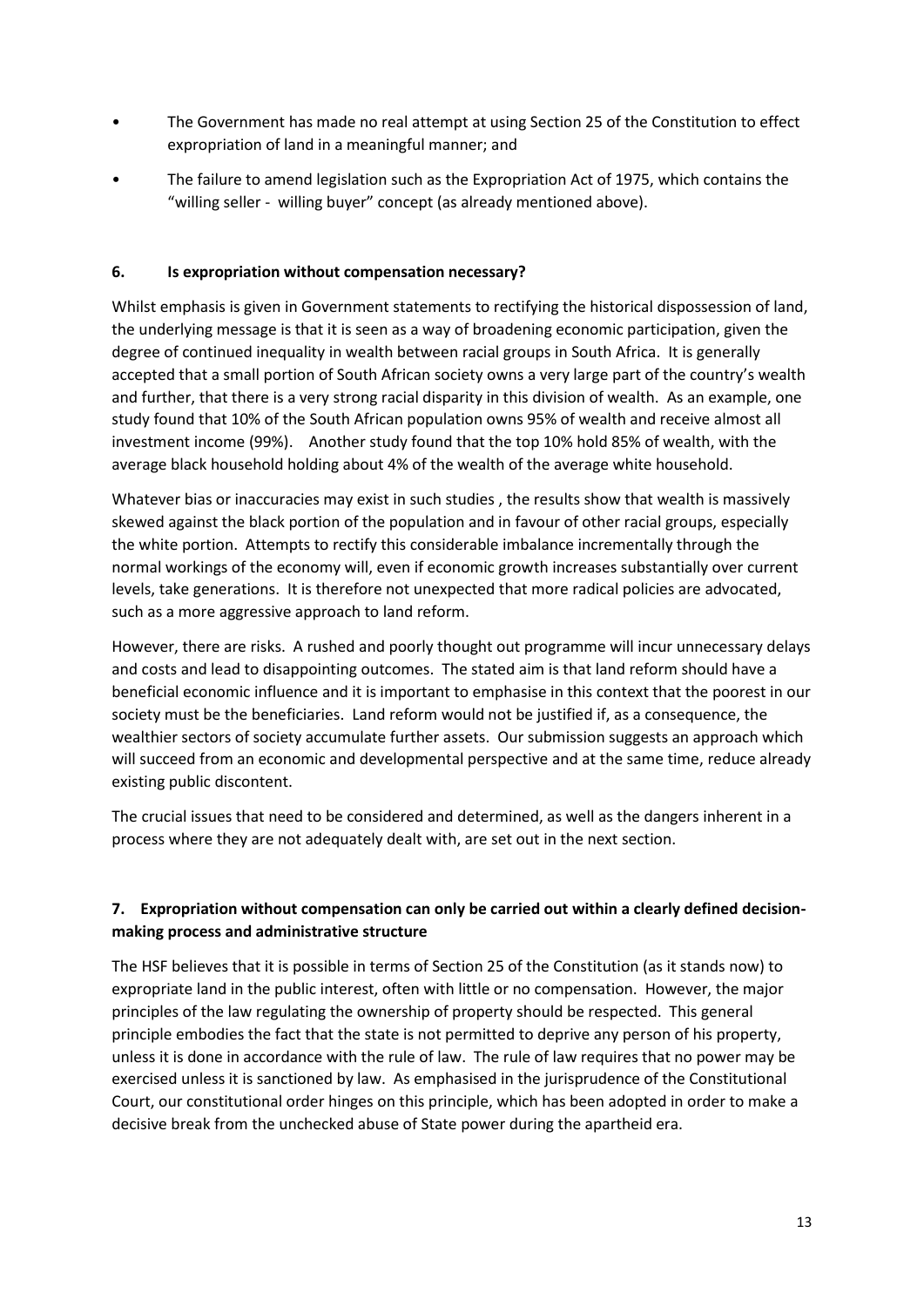- The Government has made no real attempt at using Section 25 of the Constitution to effect expropriation of land in a meaningful manner; and
- The failure to amend legislation such as the Expropriation Act of 1975, which contains the "willing seller - willing buyer" concept (as already mentioned above).

### 6. Is expropriation without compensation necessary?

Whilst emphasis is given in Government statements to rectifying the historical dispossession of land, the underlying message is that it is seen as a way of broadening economic participation, given the degree of continued inequality in wealth between racial groups in South Africa. It is generally accepted that a small portion of South African society owns a very large part of the country's wealth and further, that there is a very strong racial disparity in this division of wealth. As an example, one study found that 10% of the South African population owns 95% of wealth and receive almost all investment income (99%). Another study found that the top 10% hold 85% of wealth, with the average black household holding about 4% of the wealth of the average white household.

Whatever bias or inaccuracies may exist in such studies , the results show that wealth is massively skewed against the black portion of the population and in favour of other racial groups, especially the white portion. Attempts to rectify this considerable imbalance incrementally through the normal workings of the economy will, even if economic growth increases substantially over current levels, take generations. It is therefore not unexpected that more radical policies are advocated, such as a more aggressive approach to land reform.

However, there are risks. A rushed and poorly thought out programme will incur unnecessary delays and costs and lead to disappointing outcomes. The stated aim is that land reform should have a beneficial economic influence and it is important to emphasise in this context that the poorest in our society must be the beneficiaries. Land reform would not be justified if, as a consequence, the wealthier sectors of society accumulate further assets. Our submission suggests an approach which will succeed from an economic and developmental perspective and at the same time, reduce already existing public discontent.

The crucial issues that need to be considered and determined, as well as the dangers inherent in a process where they are not adequately dealt with, are set out in the next section.

### 7. Expropriation without compensation can only be carried out within a clearly defined decision-making process and administrative structure

The HSF believes that it is possible in terms of Section 25 of the Constitution (as it stands now) to expropriate land in the public interest, often with little or no compensation. However, the major principles of the law regulating the ownership of property should be respected. This general principle embodies the fact that the state is not permitted to deprive any person of his property, unless it is done in accordance with the rule of law. The rule of law requires that no power may be exercised unless it is sanctioned by law. As emphasised in the jurisprudence of the Constitutional Court, our constitutional order hinges on this principle, which has been adopted in order to make a decisive break from the unchecked abuse of State power during the apartheid era.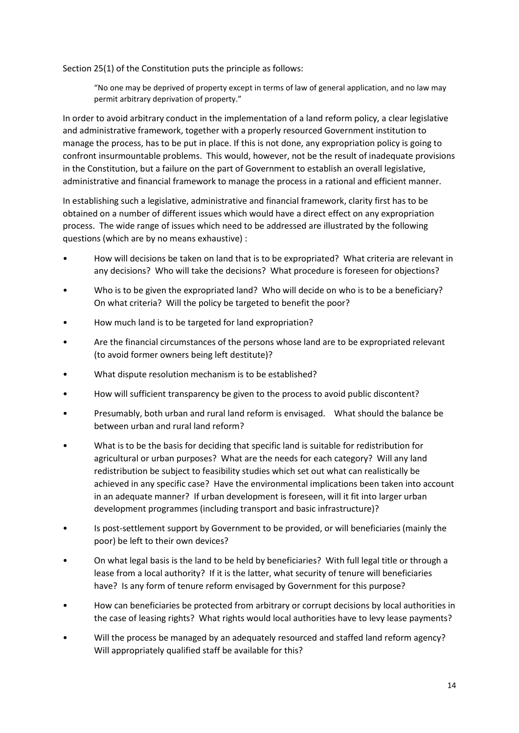Section 25(1) of the Constitution puts the principle as follows:

> "No one may be deprived of property except in terms of law of general application, and no law may permit arbitrary deprivation of property."

In order to avoid arbitrary conduct in the implementation of a land reform policy, a clear legislative and administrative framework, together with a properly resourced Government institution to manage the process, has to be put in place. If this is not done, any expropriation policy is going to confront insurmountable problems. This would, however, not be the result of inadequate provisions in the Constitution, but a failure on the part of Government to establish an overall legislative, administrative and financial framework to manage the process in a rational and efficient manner.

In establishing such a legislative, administrative and financial framework, clarity first has to be obtained on a number of different issues which would have a direct effect on any expropriation process. The wide range of issues which need to be addressed are illustrated by the following questions (which are by no means exhaustive) :

- How will decisions be taken on land that is to be expropriated? What criteria are relevant in any decisions? Who will take the decisions? What procedure is foreseen for objections?
- Who is to be given the expropriated land? Who will decide on who is to be a beneficiary? On what criteria? Will the policy be targeted to benefit the poor?
- How much land is to be targeted for land expropriation?
- Are the financial circumstances of the persons whose land are to be expropriated relevant (to avoid former owners being left destitute)?
- What dispute resolution mechanism is to be established?
- How will sufficient transparency be given to the process to avoid public discontent?
- Presumably, both urban and rural land reform is envisaged. What should the balance be between urban and rural land reform?
- What is to be the basis for deciding that specific land is suitable for redistribution for agricultural or urban purposes? What are the needs for each category? Will any land redistribution be subject to feasibility studies which set out what can realistically be achieved in any specific case? Have the environmental implications been taken into account in an adequate manner? If urban development is foreseen, will it fit into larger urban development programmes (including transport and basic infrastructure)?
- Is post-settlement support by Government to be provided, or will beneficiaries (mainly the poor) be left to their own devices?
- On what legal basis is the land to be held by beneficiaries? With full legal title or through a lease from a local authority? If it is the latter, what security of tenure will beneficiaries have? Is any form of tenure reform envisaged by Government for this purpose?
- How can beneficiaries be protected from arbitrary or corrupt decisions by local authorities in the case of leasing rights? What rights would local authorities have to levy lease payments?
- Will the process be managed by an adequately resourced and staffed land reform agency? Will appropriately qualified staff be available for this?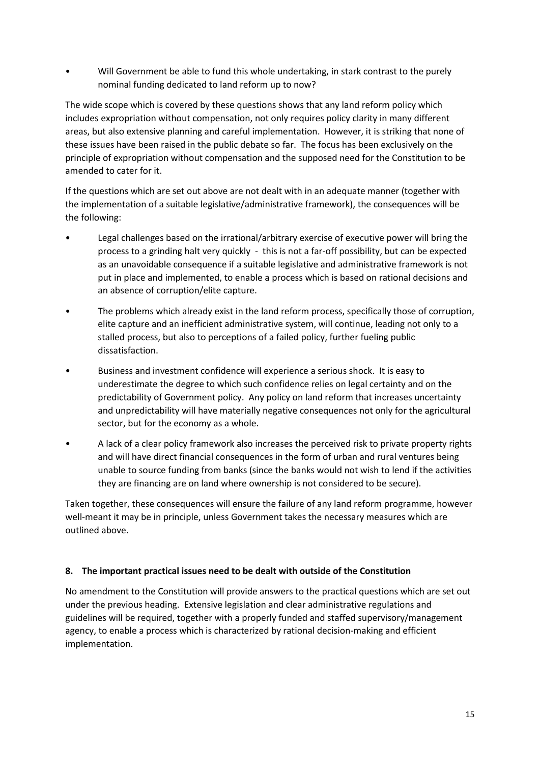- Will Government be able to fund this whole undertaking, in stark contrast to the purely nominal funding dedicated to land reform up to now?

The wide scope which is covered by these questions shows that any land reform policy which includes expropriation without compensation, not only requires policy clarity in many different areas, but also extensive planning and careful implementation. However, it is striking that none of these issues have been raised in the public debate so far. The focus has been exclusively on the principle of expropriation without compensation and the supposed need for the Constitution to be amended to cater for it.

If the questions which are set out above are not dealt with in an adequate manner (together with the implementation of a suitable legislative/administrative framework), the consequences will be the following:

- Legal challenges based on the irrational/arbitrary exercise of executive power will bring the process to a grinding halt very quickly - this is not a far-off possibility, but can be expected as an unavoidable consequence if a suitable legislative and administrative framework is not put in place and implemented, to enable a process which is based on rational decisions and an absence of corruption/elite capture.
- The problems which already exist in the land reform process, specifically those of corruption, elite capture and an inefficient administrative system, will continue, leading not only to a stalled process, but also to perceptions of a failed policy, further fueling public dissatisfaction.
- Business and investment confidence will experience a serious shock. It is easy to underestimate the degree to which such confidence relies on legal certainty and on the predictability of Government policy. Any policy on land reform that increases uncertainty and unpredictability will have materially negative consequences not only for the agricultural sector, but for the economy as a whole.
- A lack of a clear policy framework also increases the perceived risk to private property rights and will have direct financial consequences in the form of urban and rural ventures being unable to source funding from banks (since the banks would not wish to lend if the activities they are financing are on land where ownership is not considered to be secure).

Taken together, these consequences will ensure the failure of any land reform programme, however well-meant it may be in principle, unless Government takes the necessary measures which are outlined above.

## 8. The important practical issues need to be dealt with outside of the Constitution

No amendment to the Constitution will provide answers to the practical questions which are set out under the previous heading. Extensive legislation and clear administrative regulations and guidelines will be required, together with a properly funded and staffed supervisory/management agency, to enable a process which is characterized by rational decision-making and efficient implementation.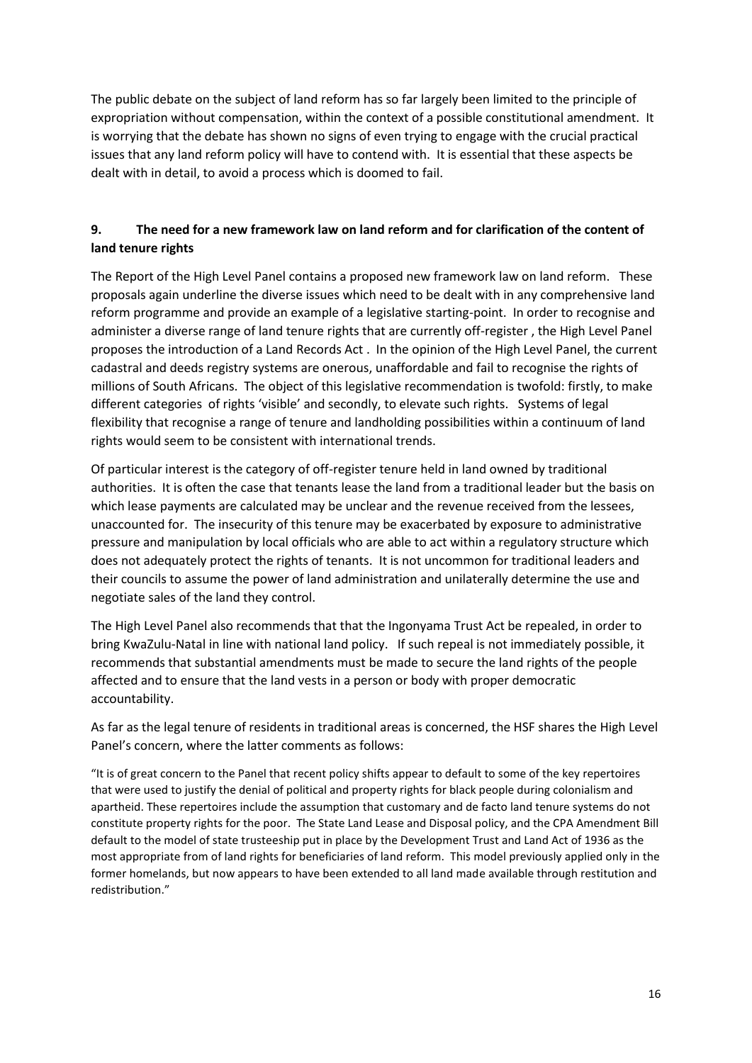The public debate on the subject of land reform has so far largely been limited to the principle of expropriation without compensation, within the context of a possible constitutional amendment. It is worrying that the debate has shown no signs of even trying to engage with the crucial practical issues that any land reform policy will have to contend with. It is essential that these aspects be dealt with in detail, to avoid a process which is doomed to fail.

### 9. The need for a new framework law on land reform and for clarification of the content of land tenure rights

The Report of the High Level Panel contains a proposed new framework law on land reform. These proposals again underline the diverse issues which need to be dealt with in any comprehensive land reform programme and provide an example of a legislative starting-point. In order to recognise and administer a diverse range of land tenure rights that are currently off-register , the High Level Panel proposes the introduction of a Land Records Act . In the opinion of the High Level Panel, the current cadastral and deeds registry systems are onerous, unaffordable and fail to recognise the rights of millions of South Africans. The object of this legislative recommendation is twofold: firstly, to make different categories of rights 'visible' and secondly, to elevate such rights. Systems of legal flexibility that recognise a range of tenure and landholding possibilities within a continuum of land rights would seem to be consistent with international trends.

Of particular interest is the category of off-register tenure held in land owned by traditional authorities. It is often the case that tenants lease the land from a traditional leader but the basis on which lease payments are calculated may be unclear and the revenue received from the lessees, unaccounted for. The insecurity of this tenure may be exacerbated by exposure to administrative pressure and manipulation by local officials who are able to act within a regulatory structure which does not adequately protect the rights of tenants. It is not uncommon for traditional leaders and their councils to assume the power of land administration and unilaterally determine the use and negotiate sales of the land they control.

The High Level Panel also recommends that that the Ingonyama Trust Act be repealed, in order to bring KwaZulu-Natal in line with national land policy. If such repeal is not immediately possible, it recommends that substantial amendments must be made to secure the land rights of the people affected and to ensure that the land vests in a person or body with proper democratic accountability.

As far as the legal tenure of residents in traditional areas is concerned, the HSF shares the High Level Panel's concern, where the latter comments as follows:

> "It is of great concern to the Panel that recent policy shifts appear to default to some of the key repertoires that were used to justify the denial of political and property rights for black people during colonialism and apartheid. These repertoires include the assumption that customary and de facto land tenure systems do not constitute property rights for the poor. The State Land Lease and Disposal policy, and the CPA Amendment Bill default to the model of state trusteeship put in place by the Development Trust and Land Act of 1936 as the most appropriate from of land rights for beneficiaries of land reform. This model previously applied only in the former homelands, but now appears to have been extended to all land made available through restitution and redistribution."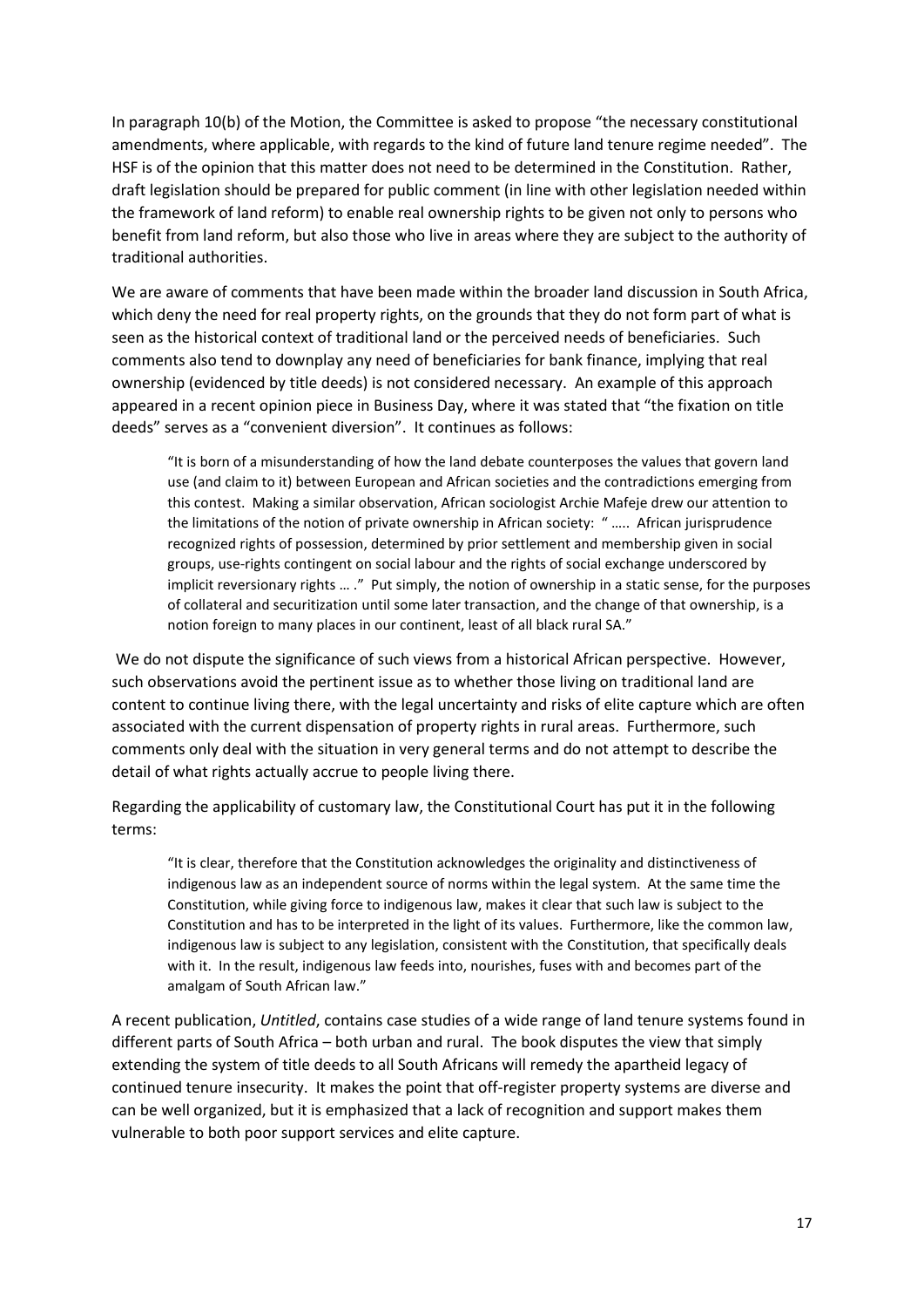In paragraph 10(b) of the Motion, the Committee is asked to propose "the necessary constitutional amendments, where applicable, with regards to the kind of future land tenure regime needed". The HSF is of the opinion that this matter does not need to be determined in the Constitution. Rather, draft legislation should be prepared for public comment (in line with other legislation needed within the framework of land reform) to enable real ownership rights to be given not only to persons who benefit from land reform, but also those who live in areas where they are subject to the authority of traditional authorities.

We are aware of comments that have been made within the broader land discussion in South Africa, which deny the need for real property rights, on the grounds that they do not form part of what is seen as the historical context of traditional land or the perceived needs of beneficiaries. Such comments also tend to downplay any need of beneficiaries for bank finance, implying that real ownership (evidenced by title deeds) is not considered necessary. An example of this approach appeared in a recent opinion piece in Business Day, where it was stated that "the fixation on title deeds" serves as a "convenient diversion". It continues as follows:

> "It is born of a misunderstanding of how the land debate counterposes the values that govern land use (and claim to it) between European and African societies and the contradictions emerging from this contest. Making a similar observation, African sociologist Archie Mafeje drew our attention to the limitations of the notion of private ownership in African society: " ….. African jurisprudence recognized rights of possession, determined by prior settlement and membership given in social groups, use-rights contingent on social labour and the rights of social exchange underscored by implicit reversionary rights … ." Put simply, the notion of ownership in a static sense, for the purposes of collateral and securitization until some later transaction, and the change of that ownership, is a notion foreign to many places in our continent, least of all black rural SA."

We do not dispute the significance of such views from a historical African perspective. However, such observations avoid the pertinent issue as to whether those living on traditional land are content to continue living there, with the legal uncertainty and risks of elite capture which are often associated with the current dispensation of property rights in rural areas. Furthermore, such comments only deal with the situation in very general terms and do not attempt to describe the detail of what rights actually accrue to people living there.

Regarding the applicability of customary law, the Constitutional Court has put it in the following terms:

> "It is clear, therefore that the Constitution acknowledges the originality and distinctiveness of indigenous law as an independent source of norms within the legal system. At the same time the Constitution, while giving force to indigenous law, makes it clear that such law is subject to the Constitution and has to be interpreted in the light of its values. Furthermore, like the common law, indigenous law is subject to any legislation, consistent with the Constitution, that specifically deals with it. In the result, indigenous law feeds into, nourishes, fuses with and becomes part of the amalgam of South African law."

A recent publication, *Untitled*, contains case studies of a wide range of land tenure systems found in different parts of South Africa – both urban and rural. The book disputes the view that simply extending the system of title deeds to all South Africans will remedy the apartheid legacy of continued tenure insecurity. It makes the point that off-register property systems are diverse and can be well organized, but it is emphasized that a lack of recognition and support makes them vulnerable to both poor support services and elite capture.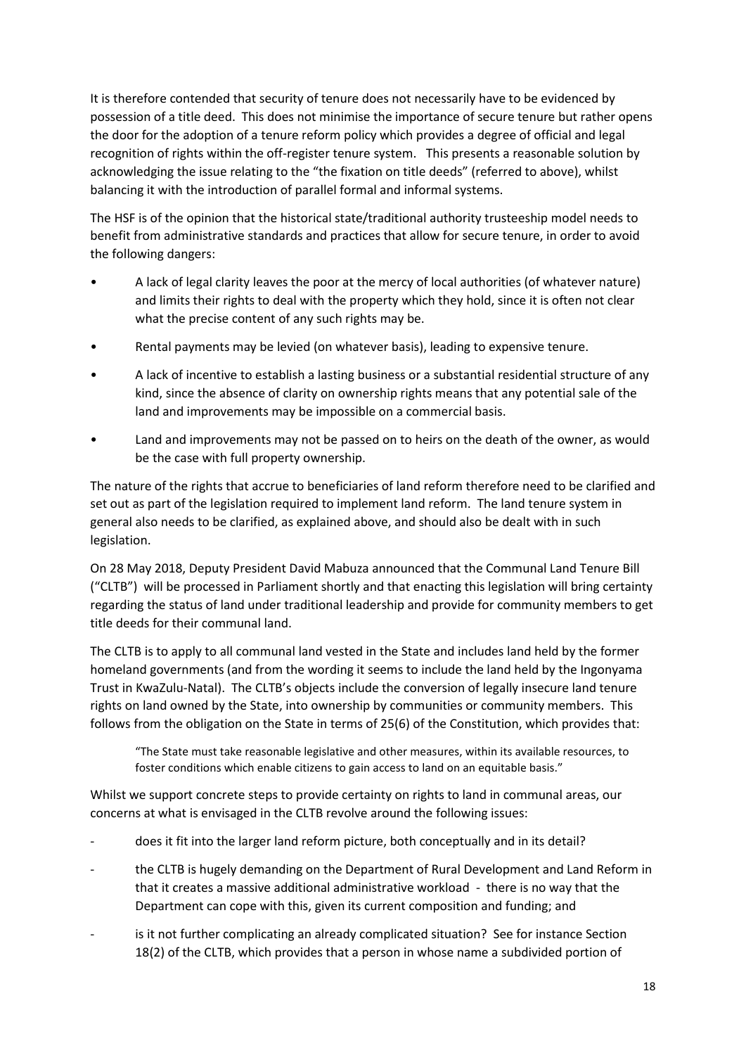It is therefore contended that security of tenure does not necessarily have to be evidenced by possession of a title deed. This does not minimise the importance of secure tenure but rather opens the door for the adoption of a tenure reform policy which provides a degree of official and legal recognition of rights within the off-register tenure system. This presents a reasonable solution by acknowledging the issue relating to the "the fixation on title deeds" (referred to above), whilst balancing it with the introduction of parallel formal and informal systems.

The HSF is of the opinion that the historical state/traditional authority trusteeship model needs to benefit from administrative standards and practices that allow for secure tenure, in order to avoid the following dangers:

- A lack of legal clarity leaves the poor at the mercy of local authorities (of whatever nature) and limits their rights to deal with the property which they hold, since it is often not clear what the precise content of any such rights may be.
- Rental payments may be levied (on whatever basis), leading to expensive tenure.
- A lack of incentive to establish a lasting business or a substantial residential structure of any kind, since the absence of clarity on ownership rights means that any potential sale of the land and improvements may be impossible on a commercial basis.
- Land and improvements may not be passed on to heirs on the death of the owner, as would be the case with full property ownership.

The nature of the rights that accrue to beneficiaries of land reform therefore need to be clarified and set out as part of the legislation required to implement land reform. The land tenure system in general also needs to be clarified, as explained above, and should also be dealt with in such legislation.

On 28 May 2018, Deputy President David Mabuza announced that the Communal Land Tenure Bill ("CLTB") will be processed in Parliament shortly and that enacting this legislation will bring certainty regarding the status of land under traditional leadership and provide for community members to get title deeds for their communal land.

The CLTB is to apply to all communal land vested in the State and includes land held by the former homeland governments (and from the wording it seems to include the land held by the Ingonyama Trust in KwaZulu-Natal). The CLTB's objects include the conversion of legally insecure land tenure rights on land owned by the State, into ownership by communities or community members. This follows from the obligation on the State in terms of 25(6) of the Constitution, which provides that:

> "The State must take reasonable legislative and other measures, within its available resources, to foster conditions which enable citizens to gain access to land on an equitable basis."

Whilst we support concrete steps to provide certainty on rights to land in communal areas, our concerns at what is envisaged in the CLTB revolve around the following issues:

- does it fit into the larger land reform picture, both conceptually and in its detail?
- the CLTB is hugely demanding on the Department of Rural Development and Land Reform in that it creates a massive additional administrative workload - there is no way that the Department can cope with this, given its current composition and funding; and
- is it not further complicating an already complicated situation? See for instance Section 18(2) of the CLTB, which provides that a person in whose name a subdivided portion of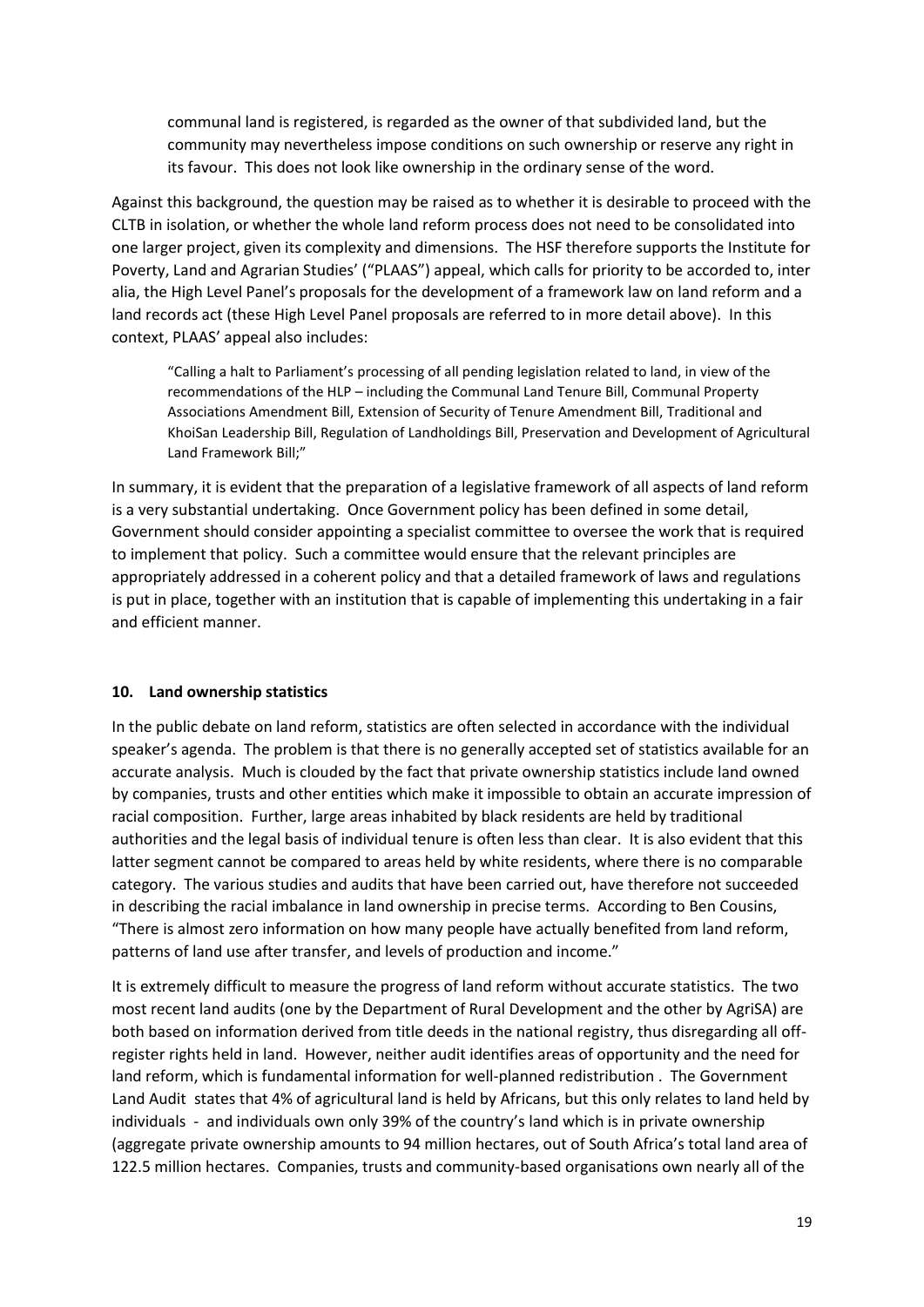communal land is registered, is regarded as the owner of that subdivided land, but the community may nevertheless impose conditions on such ownership or reserve any right in its favour. This does not look like ownership in the ordinary sense of the word.

Against this background, the question may be raised as to whether it is desirable to proceed with the CLTB in isolation, or whether the whole land reform process does not need to be consolidated into one larger project, given its complexity and dimensions. The HSF therefore supports the Institute for Poverty, Land and Agrarian Studies' ("PLAAS") appeal, which calls for priority to be accorded to, inter alia, the High Level Panel's proposals for the development of a framework law on land reform and a land records act (these High Level Panel proposals are referred to in more detail above). In this context, PLAAS' appeal also includes:

> "Calling a halt to Parliament's processing of all pending legislation related to land, in view of the recommendations of the HLP – including the Communal Land Tenure Bill, Communal Property Associations Amendment Bill, Extension of Security of Tenure Amendment Bill, Traditional and KhoiSan Leadership Bill, Regulation of Landholdings Bill, Preservation and Development of Agricultural Land Framework Bill;"

In summary, it is evident that the preparation of a legislative framework of all aspects of land reform is a very substantial undertaking. Once Government policy has been defined in some detail, Government should consider appointing a specialist committee to oversee the work that is required to implement that policy. Such a committee would ensure that the relevant principles are appropriately addressed in a coherent policy and that a detailed framework of laws and regulations is put in place, together with an institution that is capable of implementing this undertaking in a fair and efficient manner.

## 10. Land ownership statistics

In the public debate on land reform, statistics are often selected in accordance with the individual speaker's agenda. The problem is that there is no generally accepted set of statistics available for an accurate analysis. Much is clouded by the fact that private ownership statistics include land owned by companies, trusts and other entities which make it impossible to obtain an accurate impression of racial composition. Further, large areas inhabited by black residents are held by traditional authorities and the legal basis of individual tenure is often less than clear. It is also evident that this latter segment cannot be compared to areas held by white residents, where there is no comparable category. The various studies and audits that have been carried out, have therefore not succeeded in describing the racial imbalance in land ownership in precise terms. According to Ben Cousins, "There is almost zero information on how many people have actually benefited from land reform, patterns of land use after transfer, and levels of production and income."

It is extremely difficult to measure the progress of land reform without accurate statistics. The two most recent land audits (one by the Department of Rural Development and the other by AgriSA) are both based on information derived from title deeds in the national registry, thus disregarding all off-register rights held in land. However, neither audit identifies areas of opportunity and the need for land reform, which is fundamental information for well-planned redistribution . The Government Land Audit states that 4% of agricultural land is held by Africans, but this only relates to land held by individuals - and individuals own only 39% of the country's land which is in private ownership (aggregate private ownership amounts to 94 million hectares, out of South Africa's total land area of 122.5 million hectares. Companies, trusts and community-based organisations own nearly all of the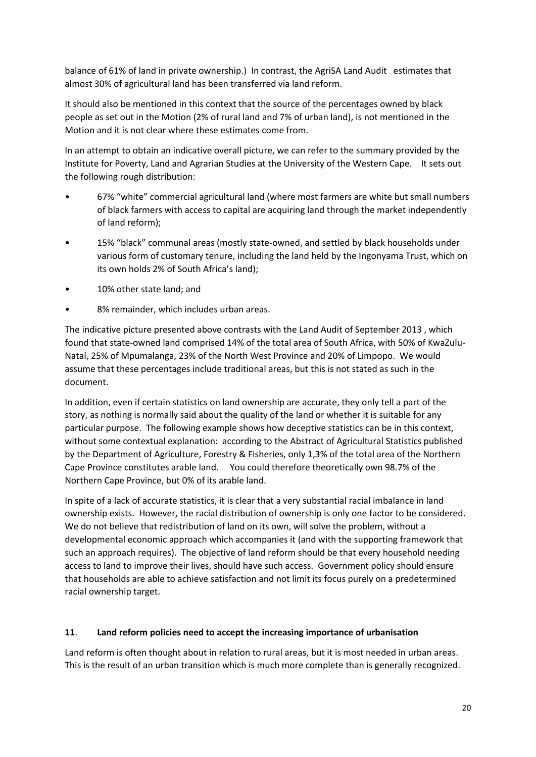balance of 61% of land in private ownership.) In contrast, the AgriSA Land Audit estimates that almost 30% of agricultural land has been transferred via land reform.

It should also be mentioned in this context that the source of the percentages owned by black people as set out in the Motion (2% of rural land and 7% of urban land), is not mentioned in the Motion and it is not clear where these estimates come from.

In an attempt to obtain an indicative overall picture, we can refer to the summary provided by the Institute for Poverty, Land and Agrarian Studies at the University of the Western Cape. It sets out the following rough distribution:

- 67% "white" commercial agricultural land (where most farmers are white but small numbers of black farmers with access to capital are acquiring land through the market independently of land reform);
- 15% "black" communal areas (mostly state-owned, and settled by black households under various form of customary tenure, including the land held by the Ingonyama Trust, which on its own holds 2% of South Africa's land);
- 10% other state land; and
- 8% remainder, which includes urban areas.

The indicative picture presented above contrasts with the Land Audit of September 2013 , which found that state-owned land comprised 14% of the total area of South Africa, with 50% of KwaZulu-Natal, 25% of Mpumalanga, 23% of the North West Province and 20% of Limpopo. We would assume that these percentages include traditional areas, but this is not stated as such in the document.

In addition, even if certain statistics on land ownership are accurate, they only tell a part of the story, as nothing is normally said about the quality of the land or whether it is suitable for any particular purpose. The following example shows how deceptive statistics can be in this context, without some contextual explanation: according to the Abstract of Agricultural Statistics published by the Department of Agriculture, Forestry & Fisheries, only 1,3% of the total area of the Northern Cape Province constitutes arable land. You could therefore theoretically own 98.7% of the Northern Cape Province, but 0% of its arable land.

In spite of a lack of accurate statistics, it is clear that a very substantial racial imbalance in land ownership exists. However, the racial distribution of ownership is only one factor to be considered. We do not believe that redistribution of land on its own, will solve the problem, without a developmental economic approach which accompanies it (and with the supporting framework that such an approach requires). The objective of land reform should be that every household needing access to land to improve their lives, should have such access. Government policy should ensure that households are able to achieve satisfaction and not limit its focus purely on a predetermined racial ownership target.

## **11**. **Land reform policies need to accept the increasing importance of urbanisation**

Land reform is often thought about in relation to rural areas, but it is most needed in urban areas. This is the result of an urban transition which is much more complete than is generally recognized.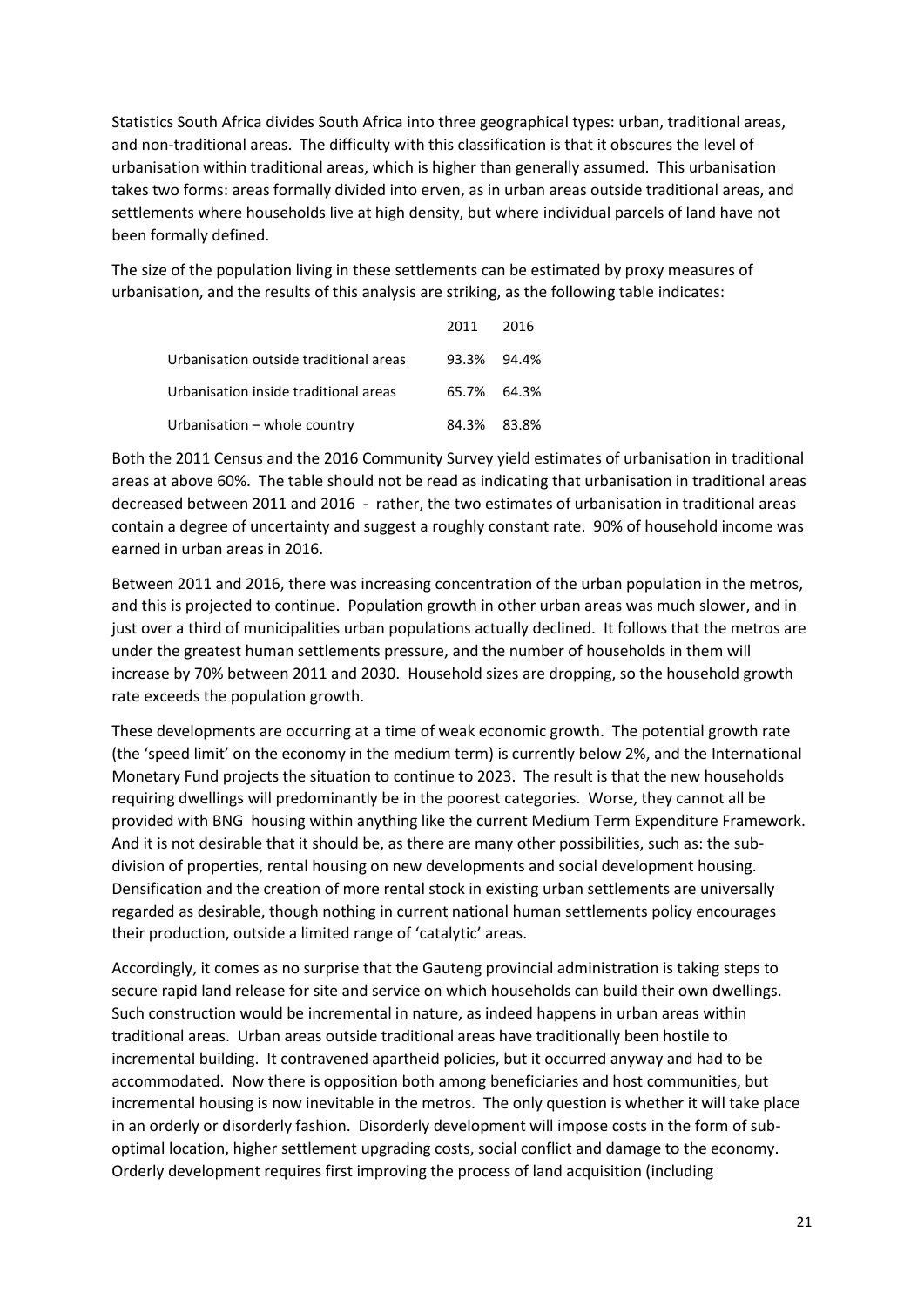Statistics South Africa divides South Africa into three geographical types: urban, traditional areas, and non-traditional areas. The difficulty with this classification is that it obscures the level of urbanisation within traditional areas, which is higher than generally assumed. This urbanisation takes two forms: areas formally divided into erven, as in urban areas outside traditional areas, and settlements where households live at high density, but where individual parcels of land have not been formally defined.

The size of the population living in these settlements can be estimated by proxy measures of urbanisation, and the results of this analysis are striking, as the following table indicates:

| | 2011 | 2016 |
|---|---|---|
| Urbanisation outside traditional areas | 93.3% | 94.4% |
| Urbanisation inside traditional areas | 65.7% | 64.3% |
| Urbanisation – whole country | 84.3% | 83.8% |

Both the 2011 Census and the 2016 Community Survey yield estimates of urbanisation in traditional areas at above 60%. The table should not be read as indicating that urbanisation in traditional areas decreased between 2011 and 2016 - rather, the two estimates of urbanisation in traditional areas contain a degree of uncertainty and suggest a roughly constant rate. 90% of household income was earned in urban areas in 2016.

Between 2011 and 2016, there was increasing concentration of the urban population in the metros, and this is projected to continue. Population growth in other urban areas was much slower, and in just over a third of municipalities urban populations actually declined. It follows that the metros are under the greatest human settlements pressure, and the number of households in them will increase by 70% between 2011 and 2030. Household sizes are dropping, so the household growth rate exceeds the population growth.

These developments are occurring at a time of weak economic growth. The potential growth rate (the 'speed limit' on the economy in the medium term) is currently below 2%, and the International Monetary Fund projects the situation to continue to 2023. The result is that the new households requiring dwellings will predominantly be in the poorest categories. Worse, they cannot all be provided with BNG housing within anything like the current Medium Term Expenditure Framework. And it is not desirable that it should be, as there are many other possibilities, such as: the sub-division of properties, rental housing on new developments and social development housing. Densification and the creation of more rental stock in existing urban settlements are universally regarded as desirable, though nothing in current national human settlements policy encourages their production, outside a limited range of 'catalytic' areas.

Accordingly, it comes as no surprise that the Gauteng provincial administration is taking steps to secure rapid land release for site and service on which households can build their own dwellings. Such construction would be incremental in nature, as indeed happens in urban areas within traditional areas. Urban areas outside traditional areas have traditionally been hostile to incremental building. It contravened apartheid policies, but it occurred anyway and had to be accommodated. Now there is opposition both among beneficiaries and host communities, but incremental housing is now inevitable in the metros. The only question is whether it will take place in an orderly or disorderly fashion. Disorderly development will impose costs in the form of sub-optimal location, higher settlement upgrading costs, social conflict and damage to the economy. Orderly development requires first improving the process of land acquisition (including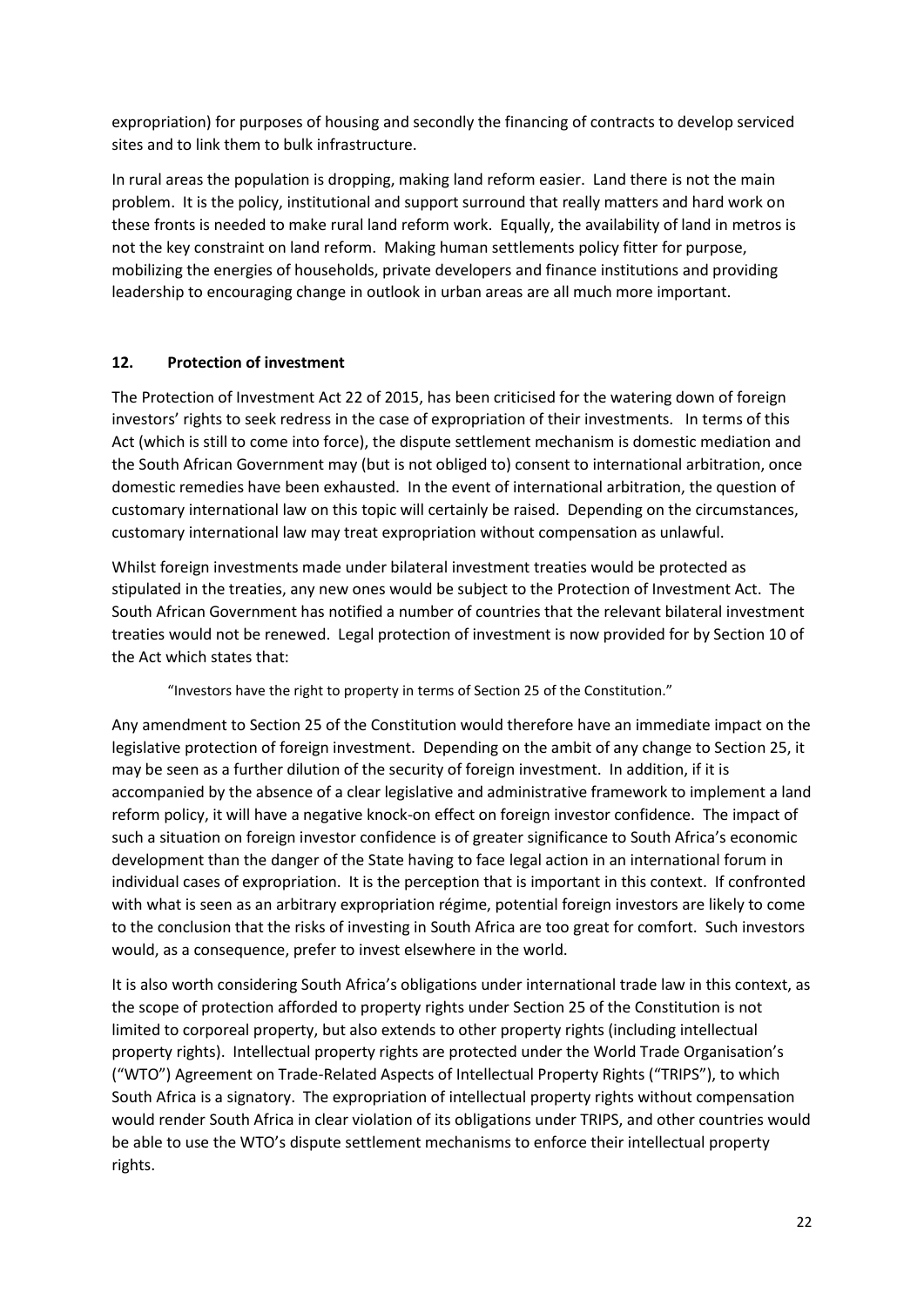expropriation) for purposes of housing and secondly the financing of contracts to develop serviced sites and to link them to bulk infrastructure.

In rural areas the population is dropping, making land reform easier. Land there is not the main problem. It is the policy, institutional and support surround that really matters and hard work on these fronts is needed to make rural land reform work. Equally, the availability of land in metros is not the key constraint on land reform. Making human settlements policy fitter for purpose, mobilizing the energies of households, private developers and finance institutions and providing leadership to encouraging change in outlook in urban areas are all much more important.

## 12. Protection of investment

The Protection of Investment Act 22 of 2015, has been criticised for the watering down of foreign investors' rights to seek redress in the case of expropriation of their investments. In terms of this Act (which is still to come into force), the dispute settlement mechanism is domestic mediation and the South African Government may (but is not obliged to) consent to international arbitration, once domestic remedies have been exhausted. In the event of international arbitration, the question of customary international law on this topic will certainly be raised. Depending on the circumstances, customary international law may treat expropriation without compensation as unlawful.

Whilst foreign investments made under bilateral investment treaties would be protected as stipulated in the treaties, any new ones would be subject to the Protection of Investment Act. The South African Government has notified a number of countries that the relevant bilateral investment treaties would not be renewed. Legal protection of investment is now provided for by Section 10 of the Act which states that:

> "Investors have the right to property in terms of Section 25 of the Constitution."

Any amendment to Section 25 of the Constitution would therefore have an immediate impact on the legislative protection of foreign investment. Depending on the ambit of any change to Section 25, it may be seen as a further dilution of the security of foreign investment. In addition, if it is accompanied by the absence of a clear legislative and administrative framework to implement a land reform policy, it will have a negative knock-on effect on foreign investor confidence. The impact of such a situation on foreign investor confidence is of greater significance to South Africa's economic development than the danger of the State having to face legal action in an international forum in individual cases of expropriation. It is the perception that is important in this context. If confronted with what is seen as an arbitrary expropriation régime, potential foreign investors are likely to come to the conclusion that the risks of investing in South Africa are too great for comfort. Such investors would, as a consequence, prefer to invest elsewhere in the world.

It is also worth considering South Africa's obligations under international trade law in this context, as the scope of protection afforded to property rights under Section 25 of the Constitution is not limited to corporeal property, but also extends to other property rights (including intellectual property rights). Intellectual property rights are protected under the World Trade Organisation's ("WTO") Agreement on Trade-Related Aspects of Intellectual Property Rights ("TRIPS"), to which South Africa is a signatory. The expropriation of intellectual property rights without compensation would render South Africa in clear violation of its obligations under TRIPS, and other countries would be able to use the WTO's dispute settlement mechanisms to enforce their intellectual property rights.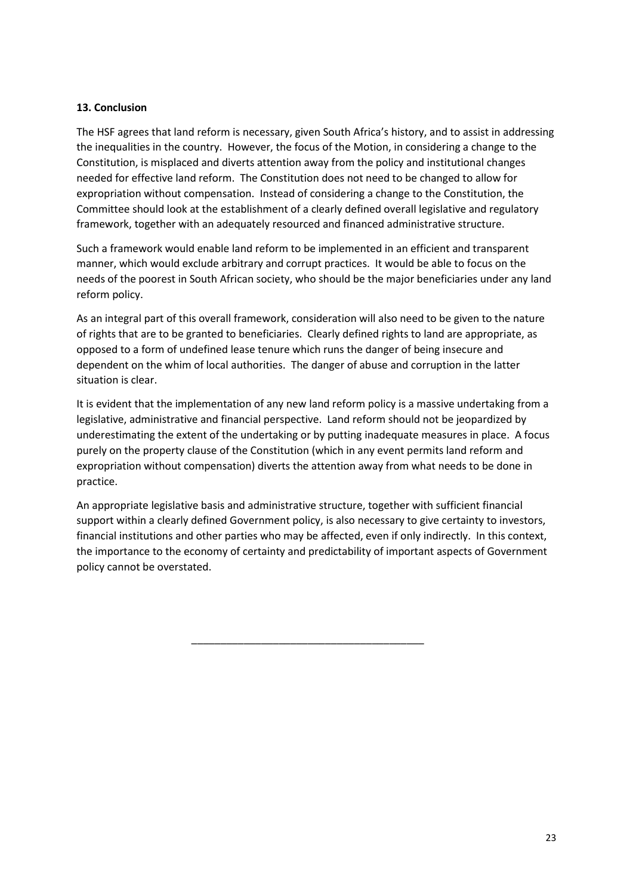**13. Conclusion**

The HSF agrees that land reform is necessary, given South Africa's history, and to assist in addressing the inequalities in the country. However, the focus of the Motion, in considering a change to the Constitution, is misplaced and diverts attention away from the policy and institutional changes needed for effective land reform. The Constitution does not need to be changed to allow for expropriation without compensation. Instead of considering a change to the Constitution, the Committee should look at the establishment of a clearly defined overall legislative and regulatory framework, together with an adequately resourced and financed administrative structure.

Such a framework would enable land reform to be implemented in an efficient and transparent manner, which would exclude arbitrary and corrupt practices. It would be able to focus on the needs of the poorest in South African society, who should be the major beneficiaries under any land reform policy.

As an integral part of this overall framework, consideration will also need to be given to the nature of rights that are to be granted to beneficiaries. Clearly defined rights to land are appropriate, as opposed to a form of undefined lease tenure which runs the danger of being insecure and dependent on the whim of local authorities. The danger of abuse and corruption in the latter situation is clear.

It is evident that the implementation of any new land reform policy is a massive undertaking from a legislative, administrative and financial perspective. Land reform should not be jeopardized by underestimating the extent of the undertaking or by putting inadequate measures in place. A focus purely on the property clause of the Constitution (which in any event permits land reform and expropriation without compensation) diverts the attention away from what needs to be done in practice.

An appropriate legislative basis and administrative structure, together with sufficient financial support within a clearly defined Government policy, is also necessary to give certainty to investors, financial institutions and other parties who may be affected, even if only indirectly. In this context, the importance to the economy of certainty and predictability of important aspects of Government policy cannot be overstated.

---